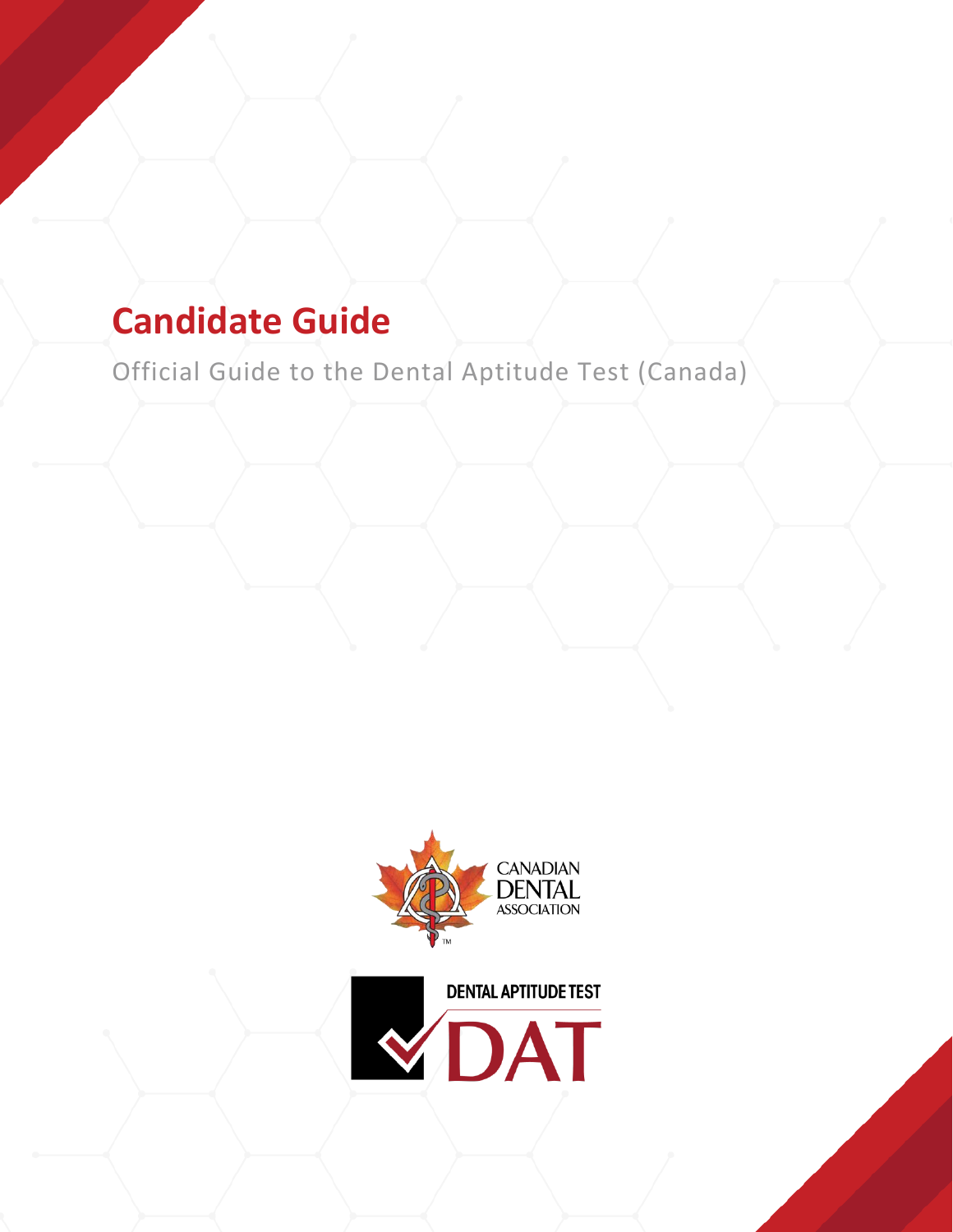# Candidate Guide

Official Guide to the Dental Aptitude Test (Canada)

CANADIAN DENTAL ASSOCIATION

DENTAL APTITUDE TEST

DAT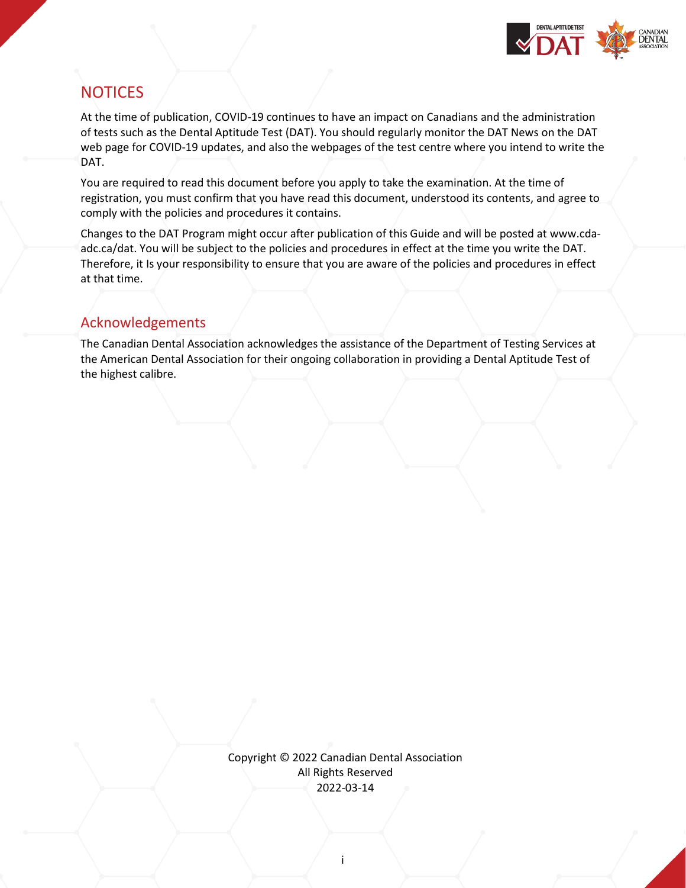# NOTICES

At the time of publication, COVID-19 continues to have an impact on Canadians and the administration of tests such as the Dental Aptitude Test (DAT). You should regularly monitor the DAT News on the DAT web page for COVID-19 updates, and also the webpages of the test centre where you intend to write the DAT.

You are required to read this document before you apply to take the examination. At the time of registration, you must confirm that you have read this document, understood its contents, and agree to comply with the policies and procedures it contains.

Changes to the DAT Program might occur after publication of this Guide and will be posted at www.cda-adc.ca/dat. You will be subject to the policies and procedures in effect at the time you write the DAT. Therefore, it Is your responsibility to ensure that you are aware of the policies and procedures in effect at that time.

## Acknowledgements

The Canadian Dental Association acknowledges the assistance of the Department of Testing Services at the American Dental Association for their ongoing collaboration in providing a Dental Aptitude Test of the highest calibre.

Copyright © 2022 Canadian Dental Association
All Rights Reserved
2022-03-14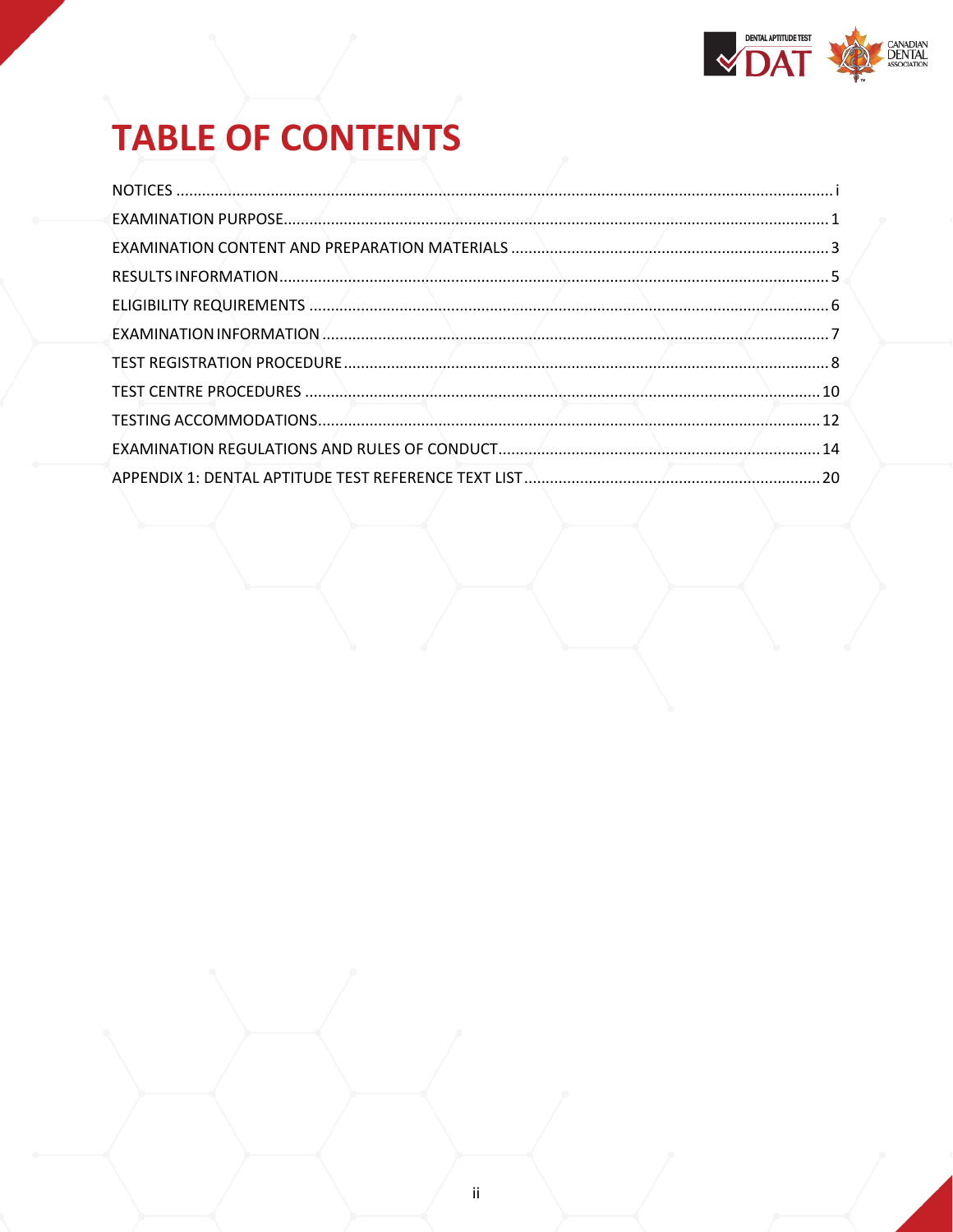# TABLE OF CONTENTS

NOTICES ....... i

EXAMINATION PURPOSE....... 1

EXAMINATION CONTENT AND PREPARATION MATERIALS ....... 3

RESULTS INFORMATION....... 5

ELIGIBILITY REQUIREMENTS ....... 6

EXAMINATION INFORMATION ....... 7

TEST REGISTRATION PROCEDURE....... 8

TEST CENTRE PROCEDURES ....... 10

TESTING ACCOMMODATIONS....... 12

EXAMINATION REGULATIONS AND RULES OF CONDUCT....... 14

APPENDIX 1: DENTAL APTITUDE TEST REFERENCE TEXT LIST....... 20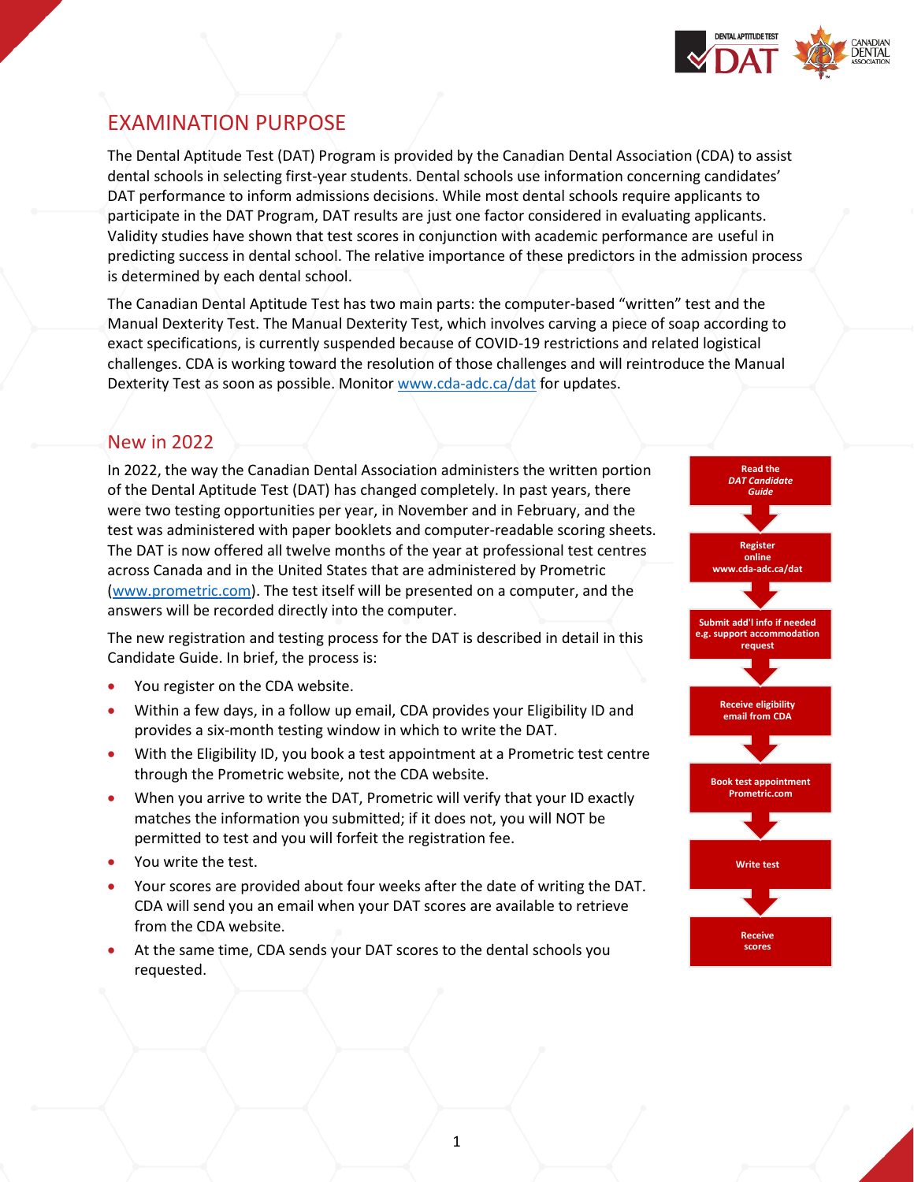# EXAMINATION PURPOSE

The Dental Aptitude Test (DAT) Program is provided by the Canadian Dental Association (CDA) to assist dental schools in selecting first-year students. Dental schools use information concerning candidates' DAT performance to inform admissions decisions. While most dental schools require applicants to participate in the DAT Program, DAT results are just one factor considered in evaluating applicants. Validity studies have shown that test scores in conjunction with academic performance are useful in predicting success in dental school. The relative importance of these predictors in the admission process is determined by each dental school.

The Canadian Dental Aptitude Test has two main parts: the computer-based "written" test and the Manual Dexterity Test. The Manual Dexterity Test, which involves carving a piece of soap according to exact specifications, is currently suspended because of COVID-19 restrictions and related logistical challenges. CDA is working toward the resolution of those challenges and will reintroduce the Manual Dexterity Test as soon as possible. Monitor www.cda-adc.ca/dat for updates.

## New in 2022

In 2022, the way the Canadian Dental Association administers the written portion of the Dental Aptitude Test (DAT) has changed completely. In past years, there were two testing opportunities per year, in November and in February, and the test was administered with paper booklets and computer-readable scoring sheets. The DAT is now offered all twelve months of the year at professional test centres across Canada and in the United States that are administered by Prometric (www.prometric.com). The test itself will be presented on a computer, and the answers will be recorded directly into the computer.

The new registration and testing process for the DAT is described in detail in this Candidate Guide. In brief, the process is:

- You register on the CDA website.
- Within a few days, in a follow up email, CDA provides your Eligibility ID and provides a six-month testing window in which to write the DAT.
- With the Eligibility ID, you book a test appointment at a Prometric test centre through the Prometric website, not the CDA website.
- When you arrive to write the DAT, Prometric will verify that your ID exactly matches the information you submitted; if it does not, you will NOT be permitted to test and you will forfeit the registration fee.
- You write the test.
- Your scores are provided about four weeks after the date of writing the DAT. CDA will send you an email when your DAT scores are available to retrieve from the CDA website.
- At the same time, CDA sends your DAT scores to the dental schools you requested.

**Read the *DAT Candidate Guide*** → **Register online www.cda-adc.ca/dat** → **Submit add'l info if needed e.g. support accommodation request** → **Receive eligibility email from CDA** → **Book test appointment Prometric.com** → **Write test** → **Receive scores**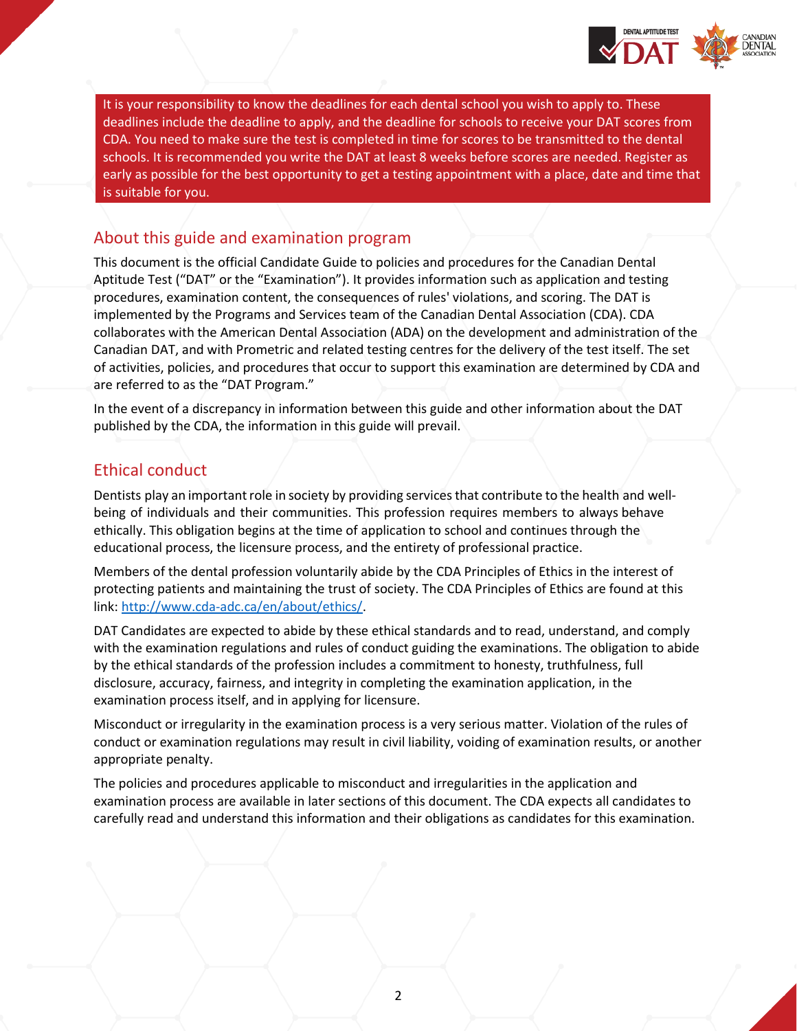It is your responsibility to know the deadlines for each dental school you wish to apply to. These deadlines include the deadline to apply, and the deadline for schools to receive your DAT scores from CDA. You need to make sure the test is completed in time for scores to be transmitted to the dental schools. It is recommended you write the DAT at least 8 weeks before scores are needed. Register as early as possible for the best opportunity to get a testing appointment with a place, date and time that is suitable for you.

## About this guide and examination program

This document is the official Candidate Guide to policies and procedures for the Canadian Dental Aptitude Test ("DAT" or the "Examination"). It provides information such as application and testing procedures, examination content, the consequences of rules' violations, and scoring. The DAT is implemented by the Programs and Services team of the Canadian Dental Association (CDA). CDA collaborates with the American Dental Association (ADA) on the development and administration of the Canadian DAT, and with Prometric and related testing centres for the delivery of the test itself. The set of activities, policies, and procedures that occur to support this examination are determined by CDA and are referred to as the "DAT Program."

In the event of a discrepancy in information between this guide and other information about the DAT published by the CDA, the information in this guide will prevail.

## Ethical conduct

Dentists play an important role in society by providing services that contribute to the health and well-being of individuals and their communities. This profession requires members to always behave ethically. This obligation begins at the time of application to school and continues through the educational process, the licensure process, and the entirety of professional practice.

Members of the dental profession voluntarily abide by the CDA Principles of Ethics in the interest of protecting patients and maintaining the trust of society. The CDA Principles of Ethics are found at this link: [http://www.cda-adc.ca/en/about/ethics/](http://www.cda-adc.ca/en/about/ethics/).

DAT Candidates are expected to abide by these ethical standards and to read, understand, and comply with the examination regulations and rules of conduct guiding the examinations. The obligation to abide by the ethical standards of the profession includes a commitment to honesty, truthfulness, full disclosure, accuracy, fairness, and integrity in completing the examination application, in the examination process itself, and in applying for licensure.

Misconduct or irregularity in the examination process is a very serious matter. Violation of the rules of conduct or examination regulations may result in civil liability, voiding of examination results, or another appropriate penalty.

The policies and procedures applicable to misconduct and irregularities in the application and examination process are available in later sections of this document. The CDA expects all candidates to carefully read and understand this information and their obligations as candidates for this examination.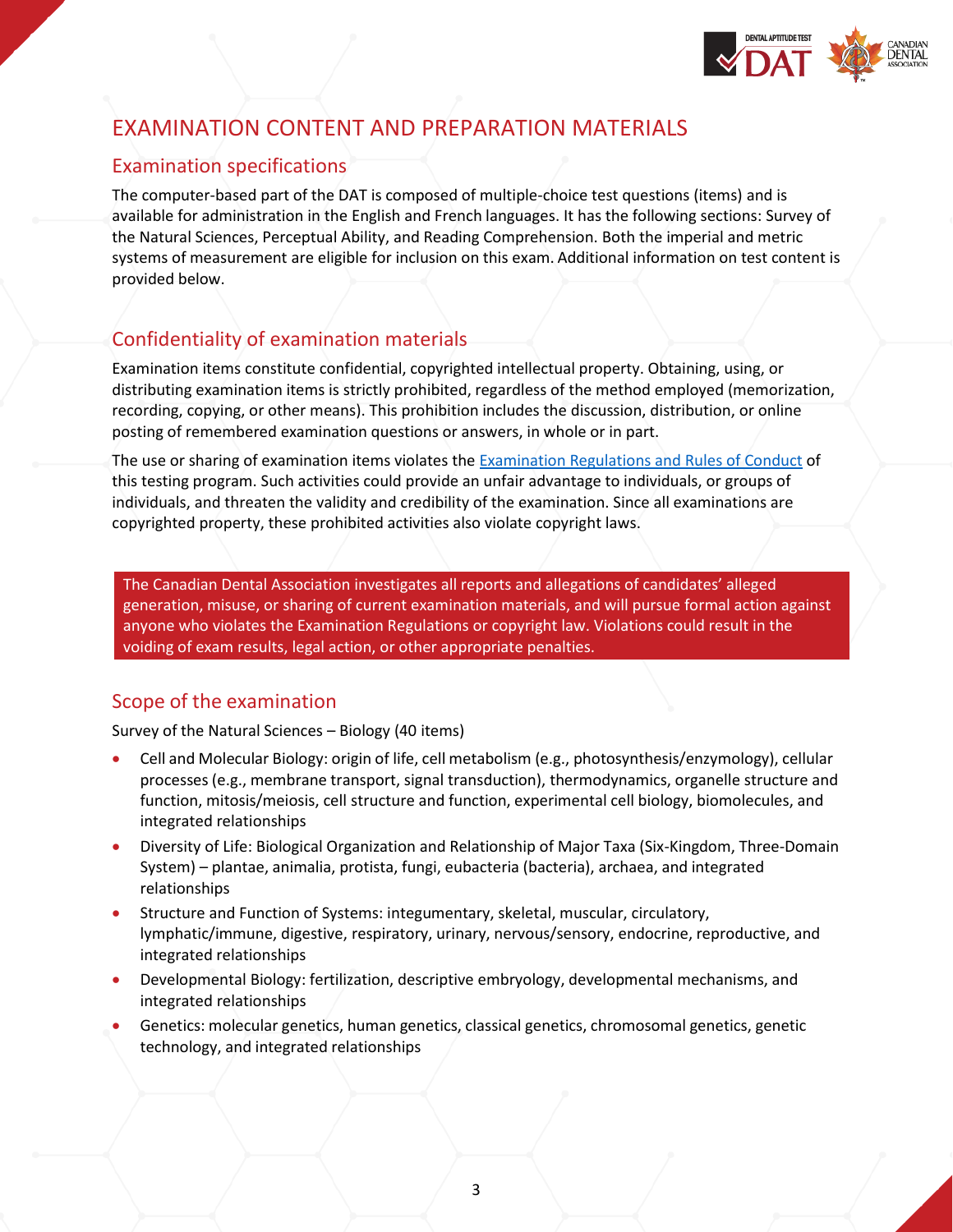# EXAMINATION CONTENT AND PREPARATION MATERIALS

## Examination specifications

The computer-based part of the DAT is composed of multiple-choice test questions (items) and is available for administration in the English and French languages. It has the following sections: Survey of the Natural Sciences, Perceptual Ability, and Reading Comprehension. Both the imperial and metric systems of measurement are eligible for inclusion on this exam. Additional information on test content is provided below.

## Confidentiality of examination materials

Examination items constitute confidential, copyrighted intellectual property. Obtaining, using, or distributing examination items is strictly prohibited, regardless of the method employed (memorization, recording, copying, or other means). This prohibition includes the discussion, distribution, or online posting of remembered examination questions or answers, in whole or in part.

The use or sharing of examination items violates the Examination Regulations and Rules of Conduct of this testing program. Such activities could provide an unfair advantage to individuals, or groups of individuals, and threaten the validity and credibility of the examination. Since all examinations are copyrighted property, these prohibited activities also violate copyright laws.

The Canadian Dental Association investigates all reports and allegations of candidates' alleged generation, misuse, or sharing of current examination materials, and will pursue formal action against anyone who violates the Examination Regulations or copyright law. Violations could result in the voiding of exam results, legal action, or other appropriate penalties.

## Scope of the examination

Survey of the Natural Sciences – Biology (40 items)

- Cell and Molecular Biology: origin of life, cell metabolism (e.g., photosynthesis/enzymology), cellular processes (e.g., membrane transport, signal transduction), thermodynamics, organelle structure and function, mitosis/meiosis, cell structure and function, experimental cell biology, biomolecules, and integrated relationships
- Diversity of Life: Biological Organization and Relationship of Major Taxa (Six-Kingdom, Three-Domain System) – plantae, animalia, protista, fungi, eubacteria (bacteria), archaea, and integrated relationships
- Structure and Function of Systems: integumentary, skeletal, muscular, circulatory, lymphatic/immune, digestive, respiratory, urinary, nervous/sensory, endocrine, reproductive, and integrated relationships
- Developmental Biology: fertilization, descriptive embryology, developmental mechanisms, and integrated relationships
- Genetics: molecular genetics, human genetics, classical genetics, chromosomal genetics, genetic technology, and integrated relationships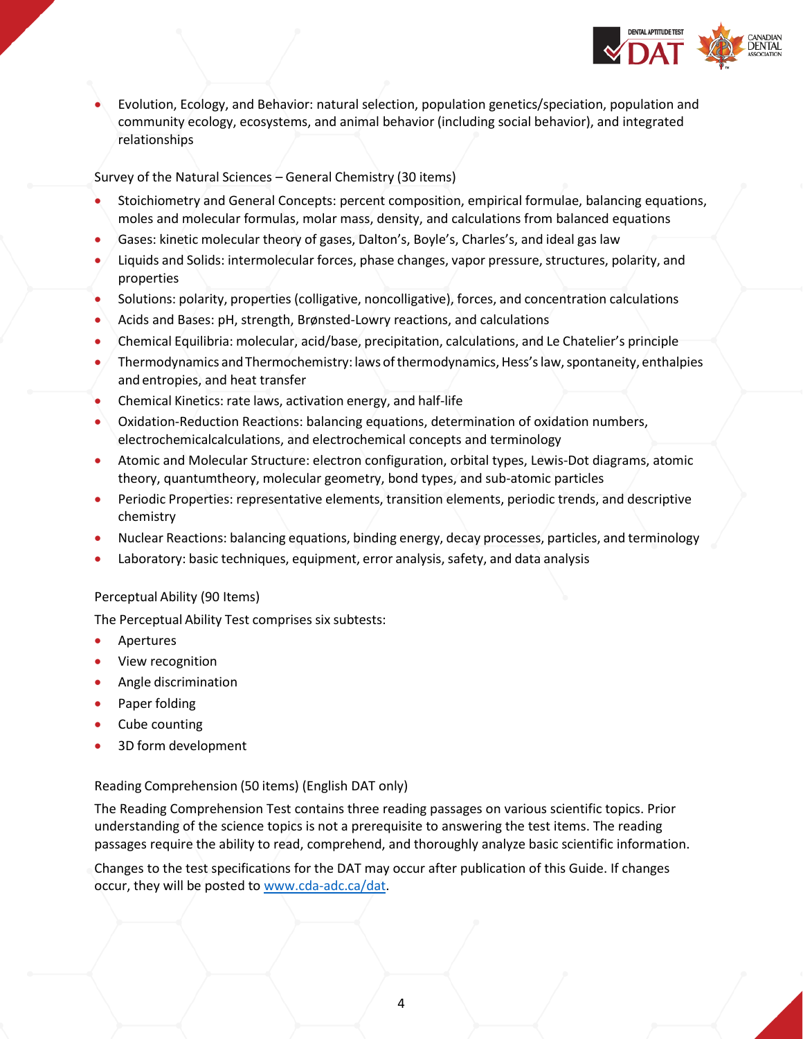- Evolution, Ecology, and Behavior: natural selection, population genetics/speciation, population and community ecology, ecosystems, and animal behavior (including social behavior), and integrated relationships

Survey of the Natural Sciences – General Chemistry (30 items)

- Stoichiometry and General Concepts: percent composition, empirical formulae, balancing equations, moles and molecular formulas, molar mass, density, and calculations from balanced equations
- Gases: kinetic molecular theory of gases, Dalton's, Boyle's, Charles's, and ideal gas law
- Liquids and Solids: intermolecular forces, phase changes, vapor pressure, structures, polarity, and properties
- Solutions: polarity, properties (colligative, noncolligative), forces, and concentration calculations
- Acids and Bases: pH, strength, Brønsted-Lowry reactions, and calculations
- Chemical Equilibria: molecular, acid/base, precipitation, calculations, and Le Chatelier's principle
- Thermodynamics and Thermochemistry: laws of thermodynamics, Hess's law, spontaneity, enthalpies and entropies, and heat transfer
- Chemical Kinetics: rate laws, activation energy, and half-life
- Oxidation-Reduction Reactions: balancing equations, determination of oxidation numbers, electrochemicalcalculations, and electrochemical concepts and terminology
- Atomic and Molecular Structure: electron configuration, orbital types, Lewis-Dot diagrams, atomic theory, quantumtheory, molecular geometry, bond types, and sub-atomic particles
- Periodic Properties: representative elements, transition elements, periodic trends, and descriptive chemistry
- Nuclear Reactions: balancing equations, binding energy, decay processes, particles, and terminology
- Laboratory: basic techniques, equipment, error analysis, safety, and data analysis

Perceptual Ability (90 Items)

The Perceptual Ability Test comprises six subtests:

- Apertures
- View recognition
- Angle discrimination
- Paper folding
- Cube counting
- 3D form development

Reading Comprehension (50 items) (English DAT only)

The Reading Comprehension Test contains three reading passages on various scientific topics. Prior understanding of the science topics is not a prerequisite to answering the test items. The reading passages require the ability to read, comprehend, and thoroughly analyze basic scientific information.

Changes to the test specifications for the DAT may occur after publication of this Guide. If changes occur, they will be posted to www.cda-adc.ca/dat.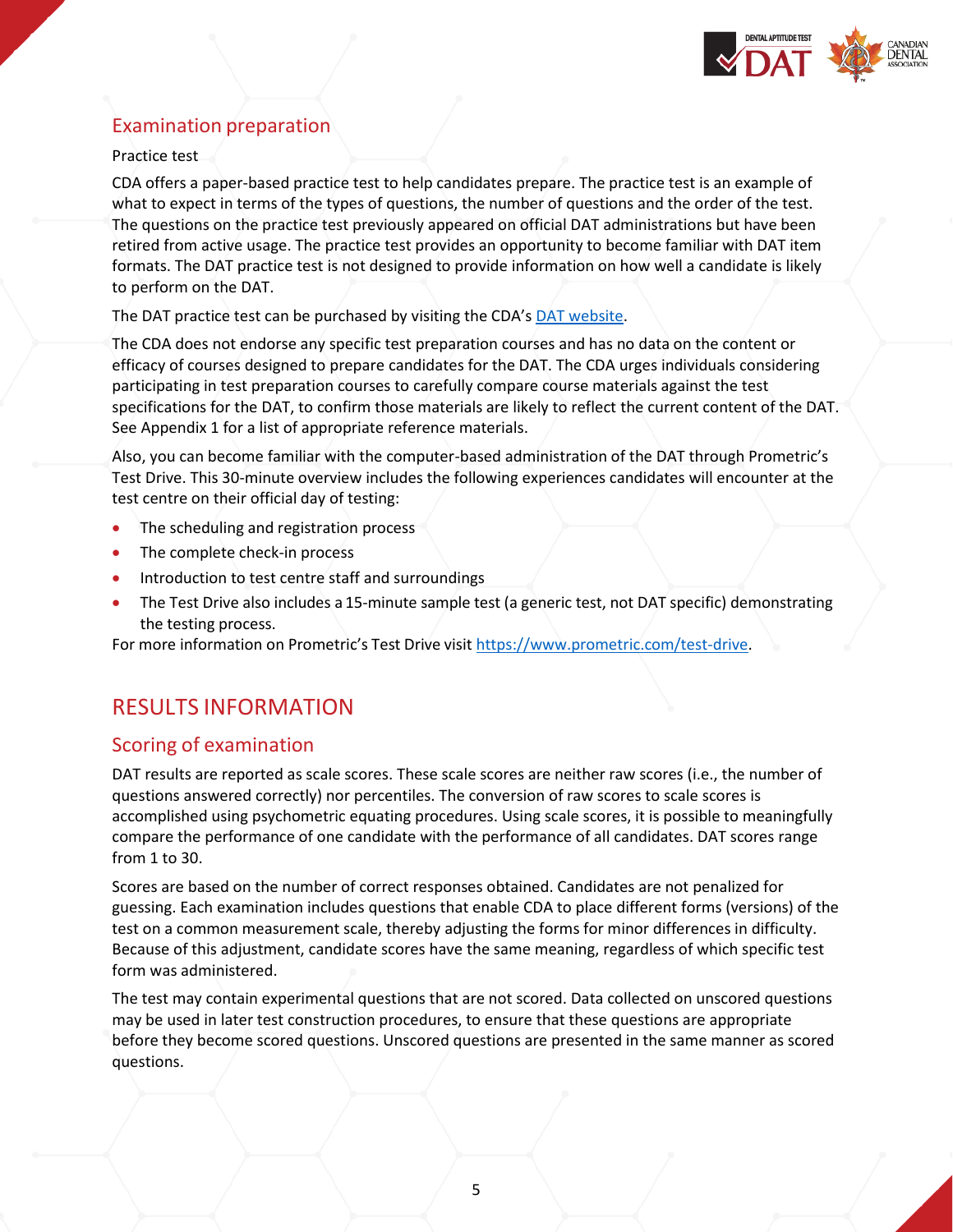## Examination preparation

Practice test

CDA offers a paper-based practice test to help candidates prepare. The practice test is an example of what to expect in terms of the types of questions, the number of questions and the order of the test. The questions on the practice test previously appeared on official DAT administrations but have been retired from active usage. The practice test provides an opportunity to become familiar with DAT item formats. The DAT practice test is not designed to provide information on how well a candidate is likely to perform on the DAT.

The DAT practice test can be purchased by visiting the CDA's [DAT website](DAT website).

The CDA does not endorse any specific test preparation courses and has no data on the content or efficacy of courses designed to prepare candidates for the DAT. The CDA urges individuals considering participating in test preparation courses to carefully compare course materials against the test specifications for the DAT, to confirm those materials are likely to reflect the current content of the DAT. See Appendix 1 for a list of appropriate reference materials.

Also, you can become familiar with the computer-based administration of the DAT through Prometric's Test Drive. This 30-minute overview includes the following experiences candidates will encounter at the test centre on their official day of testing:

- The scheduling and registration process
- The complete check-in process
- Introduction to test centre staff and surroundings
- The Test Drive also includes a 15-minute sample test (a generic test, not DAT specific) demonstrating the testing process.

For more information on Prometric's Test Drive visit https://www.prometric.com/test-drive.

# RESULTS INFORMATION

## Scoring of examination

DAT results are reported as scale scores. These scale scores are neither raw scores (i.e., the number of questions answered correctly) nor percentiles. The conversion of raw scores to scale scores is accomplished using psychometric equating procedures. Using scale scores, it is possible to meaningfully compare the performance of one candidate with the performance of all candidates. DAT scores range from 1 to 30.

Scores are based on the number of correct responses obtained. Candidates are not penalized for guessing. Each examination includes questions that enable CDA to place different forms (versions) of the test on a common measurement scale, thereby adjusting the forms for minor differences in difficulty. Because of this adjustment, candidate scores have the same meaning, regardless of which specific test form was administered.

The test may contain experimental questions that are not scored. Data collected on unscored questions may be used in later test construction procedures, to ensure that these questions are appropriate before they become scored questions. Unscored questions are presented in the same manner as scored questions.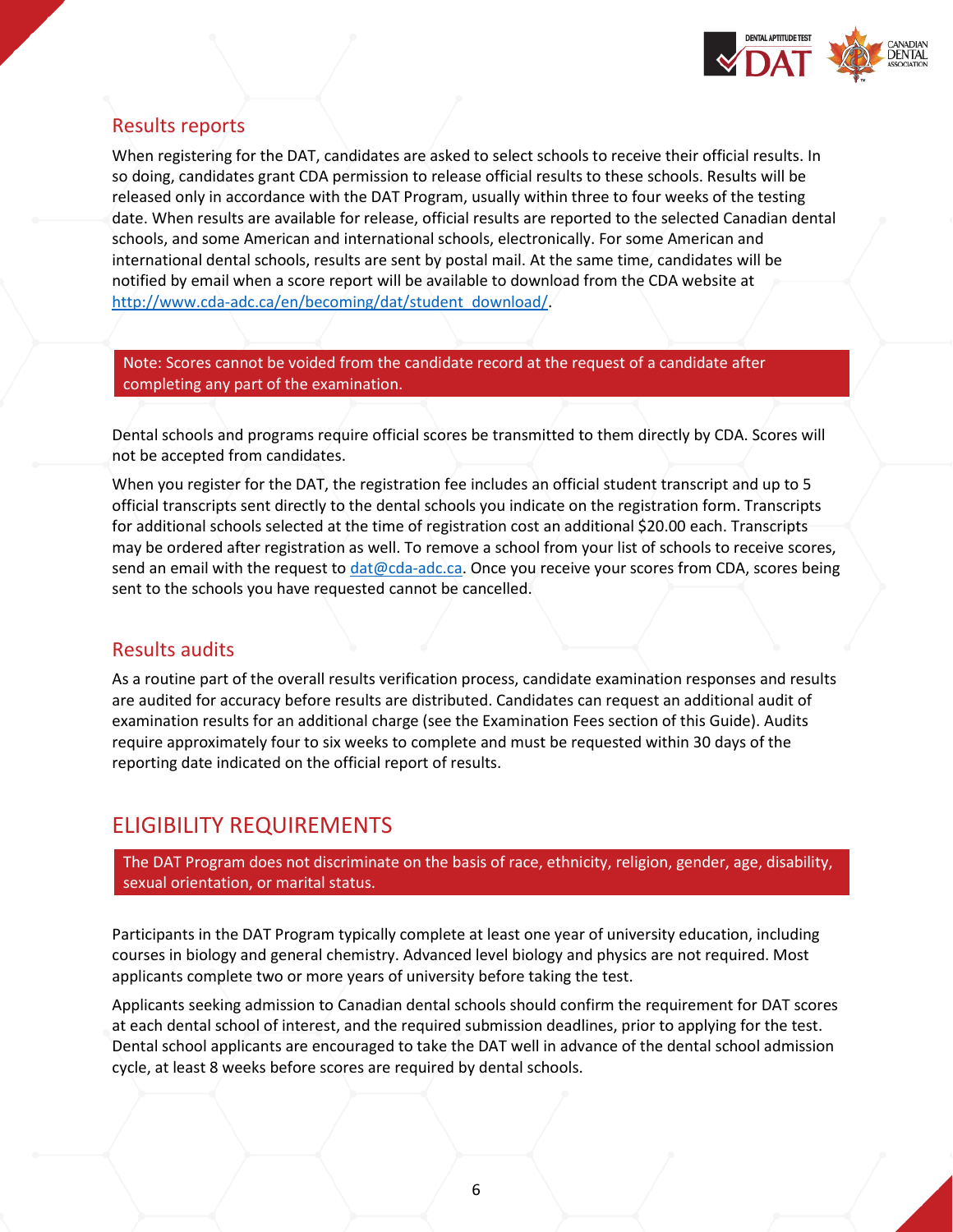## Results reports

When registering for the DAT, candidates are asked to select schools to receive their official results. In so doing, candidates grant CDA permission to release official results to these schools. Results will be released only in accordance with the DAT Program, usually within three to four weeks of the testing date. When results are available for release, official results are reported to the selected Canadian dental schools, and some American and international schools, electronically. For some American and international dental schools, results are sent by postal mail. At the same time, candidates will be notified by email when a score report will be available to download from the CDA website at [http://www.cda-adc.ca/en/becoming/dat/student_download/](http://www.cda-adc.ca/en/becoming/dat/student_download/).

> Note: Scores cannot be voided from the candidate record at the request of a candidate after completing any part of the examination.

Dental schools and programs require official scores be transmitted to them directly by CDA. Scores will not be accepted from candidates.

When you register for the DAT, the registration fee includes an official student transcript and up to 5 official transcripts sent directly to the dental schools you indicate on the registration form. Transcripts for additional schools selected at the time of registration cost an additional $20.00 each. Transcripts may be ordered after registration as well. To remove a school from your list of schools to receive scores, send an email with the request to [dat@cda-adc.ca](mailto:dat@cda-adc.ca). Once you receive your scores from CDA, scores being sent to the schools you have requested cannot be cancelled.

## Results audits

As a routine part of the overall results verification process, candidate examination responses and results are audited for accuracy before results are distributed. Candidates can request an additional audit of examination results for an additional charge (see the Examination Fees section of this Guide). Audits require approximately four to six weeks to complete and must be requested within 30 days of the reporting date indicated on the official report of results.

# ELIGIBILITY REQUIREMENTS

> The DAT Program does not discriminate on the basis of race, ethnicity, religion, gender, age, disability, sexual orientation, or marital status.

Participants in the DAT Program typically complete at least one year of university education, including courses in biology and general chemistry. Advanced level biology and physics are not required. Most applicants complete two or more years of university before taking the test.

Applicants seeking admission to Canadian dental schools should confirm the requirement for DAT scores at each dental school of interest, and the required submission deadlines, prior to applying for the test. Dental school applicants are encouraged to take the DAT well in advance of the dental school admission cycle, at least 8 weeks before scores are required by dental schools.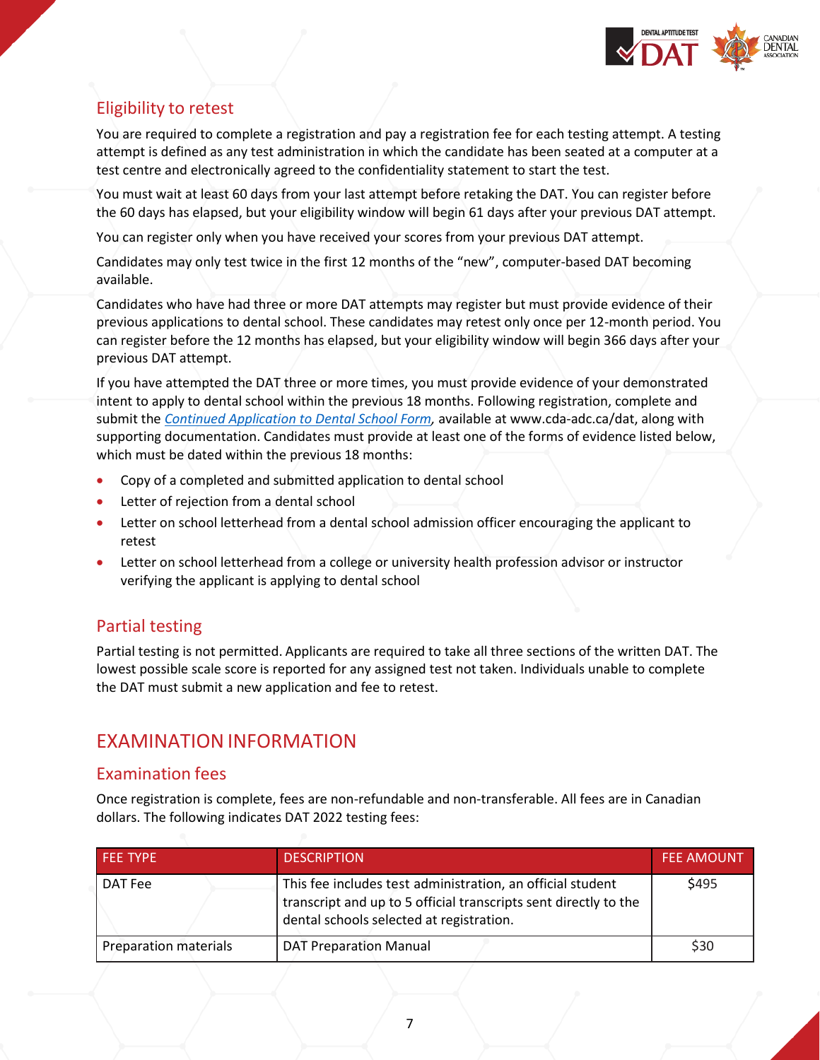## Eligibility to retest

You are required to complete a registration and pay a registration fee for each testing attempt. A testing attempt is defined as any test administration in which the candidate has been seated at a computer at a test centre and electronically agreed to the confidentiality statement to start the test.

You must wait at least 60 days from your last attempt before retaking the DAT. You can register before the 60 days has elapsed, but your eligibility window will begin 61 days after your previous DAT attempt.

You can register only when you have received your scores from your previous DAT attempt.

Candidates may only test twice in the first 12 months of the "new", computer-based DAT becoming available.

Candidates who have had three or more DAT attempts may register but must provide evidence of their previous applications to dental school. These candidates may retest only once per 12-month period. You can register before the 12 months has elapsed, but your eligibility window will begin 366 days after your previous DAT attempt.

If you have attempted the DAT three or more times, you must provide evidence of your demonstrated intent to apply to dental school within the previous 18 months. Following registration, complete and submit the *Continued Application to Dental School Form*, available at www.cda-adc.ca/dat, along with supporting documentation. Candidates must provide at least one of the forms of evidence listed below, which must be dated within the previous 18 months:

- Copy of a completed and submitted application to dental school
- Letter of rejection from a dental school
- Letter on school letterhead from a dental school admission officer encouraging the applicant to retest
- Letter on school letterhead from a college or university health profession advisor or instructor verifying the applicant is applying to dental school

## Partial testing

Partial testing is not permitted. Applicants are required to take all three sections of the written DAT. The lowest possible scale score is reported for any assigned test not taken. Individuals unable to complete the DAT must submit a new application and fee to retest.

# EXAMINATION INFORMATION

## Examination fees

Once registration is complete, fees are non-refundable and non-transferable. All fees are in Canadian dollars. The following indicates DAT 2022 testing fees:

| FEE TYPE | DESCRIPTION | FEE AMOUNT |
|---|---|---|
| DAT Fee | This fee includes test administration, an official student transcript and up to 5 official transcripts sent directly to the dental schools selected at registration. | $495 |
| Preparation materials | DAT Preparation Manual | $30 |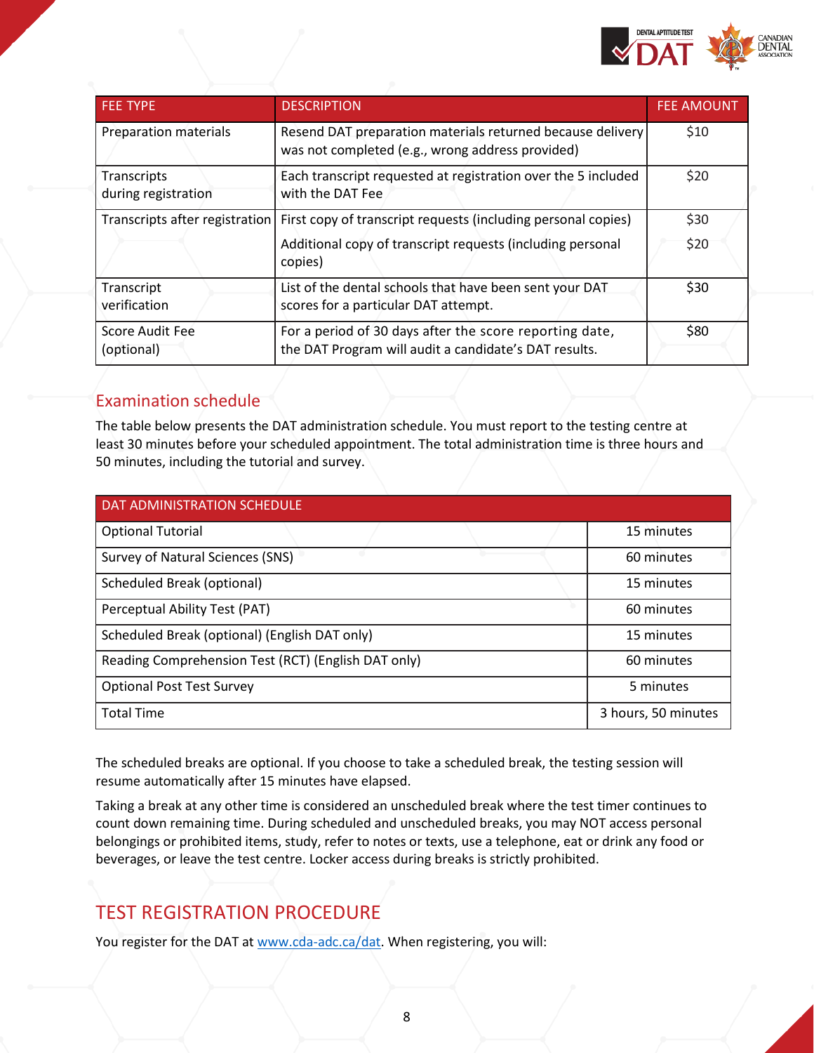| FEE TYPE | DESCRIPTION | FEE AMOUNT |
|---|---|---|
| Preparation materials | Resend DAT preparation materials returned because delivery was not completed (e.g., wrong address provided) | $10 |
| Transcripts during registration | Each transcript requested at registration over the 5 included with the DAT Fee | $20 |
| Transcripts after registration | First copy of transcript requests (including personal copies) | $30 |
| | Additional copy of transcript requests (including personal copies) | $20 |
| Transcript verification | List of the dental schools that have been sent your DAT scores for a particular DAT attempt. | $30 |
| Score Audit Fee (optional) | For a period of 30 days after the score reporting date, the DAT Program will audit a candidate's DAT results. | $80 |

## Examination schedule

The table below presents the DAT administration schedule. You must report to the testing centre at least 30 minutes before your scheduled appointment. The total administration time is three hours and 50 minutes, including the tutorial and survey.

| DAT ADMINISTRATION SCHEDULE | |
|---|---|
| Optional Tutorial | 15 minutes |
| Survey of Natural Sciences (SNS) | 60 minutes |
| Scheduled Break (optional) | 15 minutes |
| Perceptual Ability Test (PAT) | 60 minutes |
| Scheduled Break (optional) (English DAT only) | 15 minutes |
| Reading Comprehension Test (RCT) (English DAT only) | 60 minutes |
| Optional Post Test Survey | 5 minutes |
| Total Time | 3 hours, 50 minutes |

The scheduled breaks are optional. If you choose to take a scheduled break, the testing session will resume automatically after 15 minutes have elapsed.

Taking a break at any other time is considered an unscheduled break where the test timer continues to count down remaining time. During scheduled and unscheduled breaks, you may NOT access personal belongings or prohibited items, study, refer to notes or texts, use a telephone, eat or drink any food or beverages, or leave the test centre. Locker access during breaks is strictly prohibited.

# TEST REGISTRATION PROCEDURE

You register for the DAT at [www.cda-adc.ca/dat](http://www.cda-adc.ca/dat). When registering, you will: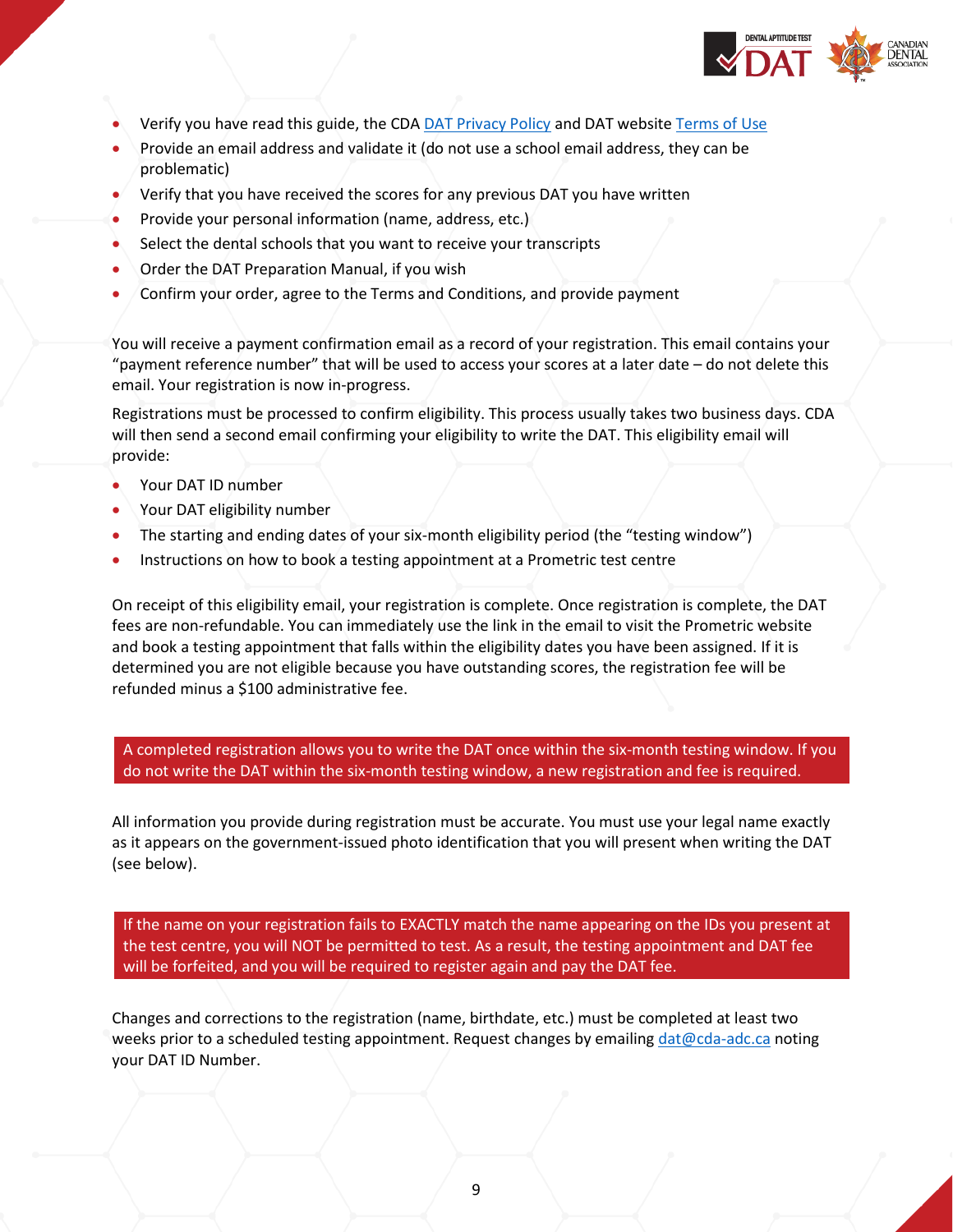- Verify you have read this guide, the CDA DAT Privacy Policy and DAT website Terms of Use
- Provide an email address and validate it (do not use a school email address, they can be problematic)
- Verify that you have received the scores for any previous DAT you have written
- Provide your personal information (name, address, etc.)
- Select the dental schools that you want to receive your transcripts
- Order the DAT Preparation Manual, if you wish
- Confirm your order, agree to the Terms and Conditions, and provide payment

You will receive a payment confirmation email as a record of your registration. This email contains your "payment reference number" that will be used to access your scores at a later date – do not delete this email. Your registration is now in-progress.

Registrations must be processed to confirm eligibility. This process usually takes two business days. CDA will then send a second email confirming your eligibility to write the DAT. This eligibility email will provide:

- Your DAT ID number
- Your DAT eligibility number
- The starting and ending dates of your six-month eligibility period (the "testing window")
- Instructions on how to book a testing appointment at a Prometric test centre

On receipt of this eligibility email, your registration is complete. Once registration is complete, the DAT fees are non-refundable. You can immediately use the link in the email to visit the Prometric website and book a testing appointment that falls within the eligibility dates you have been assigned. If it is determined you are not eligible because you have outstanding scores, the registration fee will be refunded minus a $100 administrative fee.

A completed registration allows you to write the DAT once within the six-month testing window. If you do not write the DAT within the six-month testing window, a new registration and fee is required.

All information you provide during registration must be accurate. You must use your legal name exactly as it appears on the government-issued photo identification that you will present when writing the DAT (see below).

If the name on your registration fails to EXACTLY match the name appearing on the IDs you present at the test centre, you will NOT be permitted to test. As a result, the testing appointment and DAT fee will be forfeited, and you will be required to register again and pay the DAT fee.

Changes and corrections to the registration (name, birthdate, etc.) must be completed at least two weeks prior to a scheduled testing appointment. Request changes by emailing dat@cda-adc.ca noting your DAT ID Number.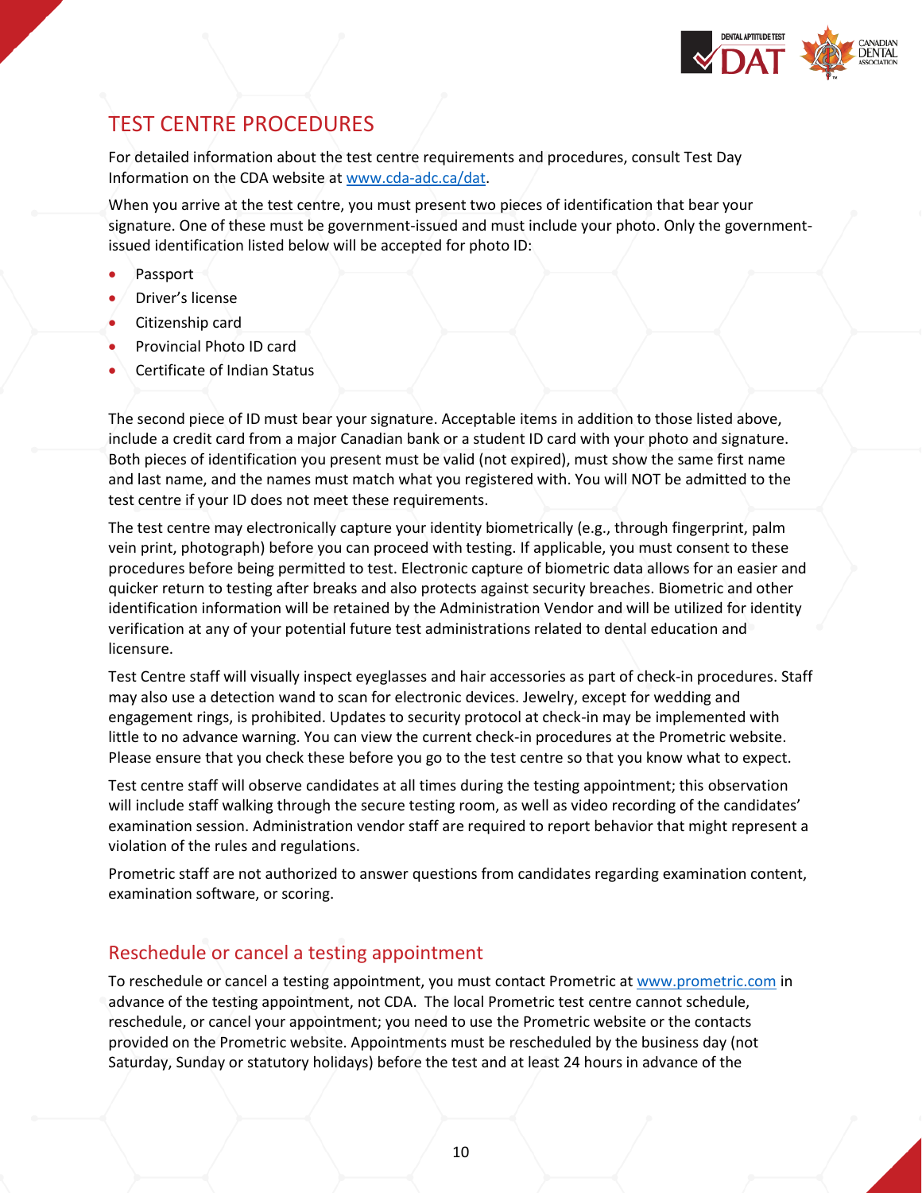# TEST CENTRE PROCEDURES

For detailed information about the test centre requirements and procedures, consult Test Day Information on the CDA website at [www.cda-adc.ca/dat](http://www.cda-adc.ca/dat).

When you arrive at the test centre, you must present two pieces of identification that bear your signature. One of these must be government-issued and must include your photo. Only the government-issued identification listed below will be accepted for photo ID:

- Passport
- Driver's license
- Citizenship card
- Provincial Photo ID card
- Certificate of Indian Status

The second piece of ID must bear your signature. Acceptable items in addition to those listed above, include a credit card from a major Canadian bank or a student ID card with your photo and signature. Both pieces of identification you present must be valid (not expired), must show the same first name and last name, and the names must match what you registered with. You will NOT be admitted to the test centre if your ID does not meet these requirements.

The test centre may electronically capture your identity biometrically (e.g., through fingerprint, palm vein print, photograph) before you can proceed with testing. If applicable, you must consent to these procedures before being permitted to test. Electronic capture of biometric data allows for an easier and quicker return to testing after breaks and also protects against security breaches. Biometric and other identification information will be retained by the Administration Vendor and will be utilized for identity verification at any of your potential future test administrations related to dental education and licensure.

Test Centre staff will visually inspect eyeglasses and hair accessories as part of check-in procedures. Staff may also use a detection wand to scan for electronic devices. Jewelry, except for wedding and engagement rings, is prohibited. Updates to security protocol at check-in may be implemented with little to no advance warning. You can view the current check-in procedures at the Prometric website. Please ensure that you check these before you go to the test centre so that you know what to expect.

Test centre staff will observe candidates at all times during the testing appointment; this observation will include staff walking through the secure testing room, as well as video recording of the candidates' examination session. Administration vendor staff are required to report behavior that might represent a violation of the rules and regulations.

Prometric staff are not authorized to answer questions from candidates regarding examination content, examination software, or scoring.

## Reschedule or cancel a testing appointment

To reschedule or cancel a testing appointment, you must contact Prometric at [www.prometric.com](http://www.prometric.com) in advance of the testing appointment, not CDA. The local Prometric test centre cannot schedule, reschedule, or cancel your appointment; you need to use the Prometric website or the contacts provided on the Prometric website. Appointments must be rescheduled by the business day (not Saturday, Sunday or statutory holidays) before the test and at least 24 hours in advance of the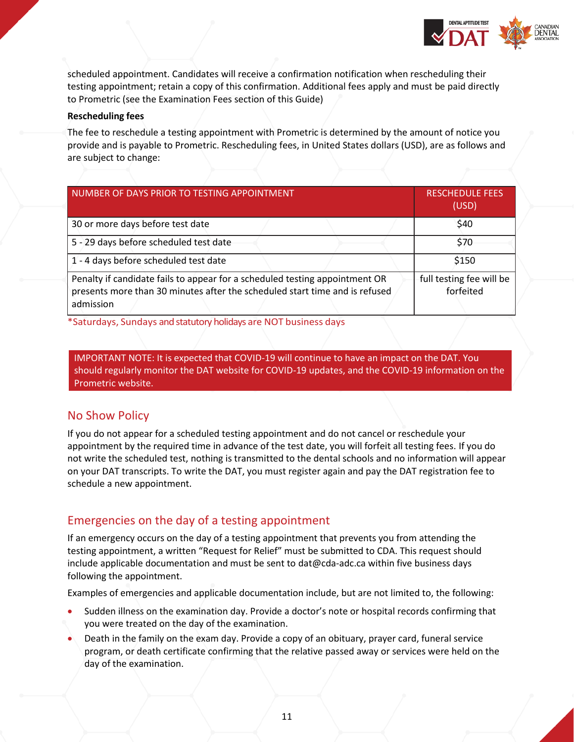scheduled appointment. Candidates will receive a confirmation notification when rescheduling their testing appointment; retain a copy of this confirmation. Additional fees apply and must be paid directly to Prometric (see the Examination Fees section of this Guide)

**Rescheduling fees**

The fee to reschedule a testing appointment with Prometric is determined by the amount of notice you provide and is payable to Prometric. Rescheduling fees, in United States dollars (USD), are as follows and are subject to change:

| NUMBER OF DAYS PRIOR TO TESTING APPOINTMENT | RESCHEDULE FEES (USD) |
|---|---|
| 30 or more days before test date | $40 |
| 5 - 29 days before scheduled test date | $70 |
| 1 - 4 days before scheduled test date | $150 |
| Penalty if candidate fails to appear for a scheduled testing appointment OR presents more than 30 minutes after the scheduled start time and is refused admission | full testing fee will be forfeited |

*Saturdays, Sundays and statutory holidays are NOT business days

IMPORTANT NOTE: It is expected that COVID-19 will continue to have an impact on the DAT. You should regularly monitor the DAT website for COVID-19 updates, and the COVID-19 information on the Prometric website.

## No Show Policy

If you do not appear for a scheduled testing appointment and do not cancel or reschedule your appointment by the required time in advance of the test date, you will forfeit all testing fees. If you do not write the scheduled test, nothing is transmitted to the dental schools and no information will appear on your DAT transcripts. To write the DAT, you must register again and pay the DAT registration fee to schedule a new appointment.

## Emergencies on the day of a testing appointment

If an emergency occurs on the day of a testing appointment that prevents you from attending the testing appointment, a written "Request for Relief" must be submitted to CDA. This request should include applicable documentation and must be sent to dat@cda-adc.ca within five business days following the appointment.

Examples of emergencies and applicable documentation include, but are not limited to, the following:

- Sudden illness on the examination day. Provide a doctor's note or hospital records confirming that you were treated on the day of the examination.
- Death in the family on the exam day. Provide a copy of an obituary, prayer card, funeral service program, or death certificate confirming that the relative passed away or services were held on the day of the examination.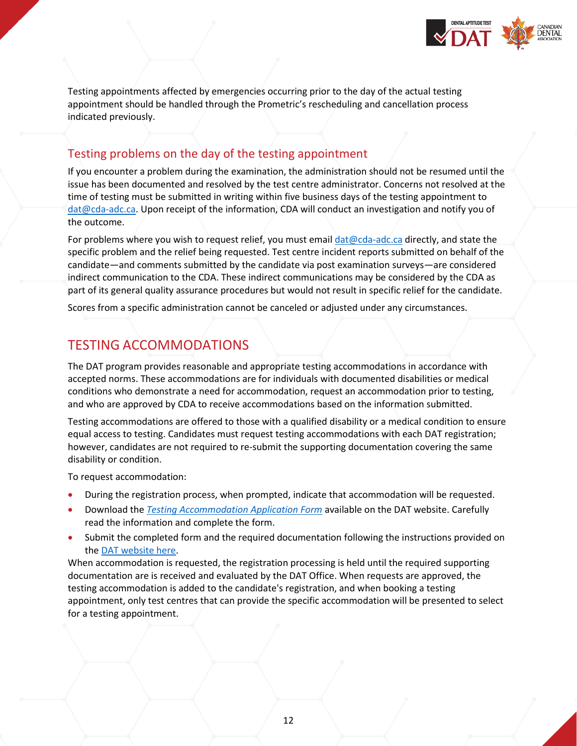Testing appointments affected by emergencies occurring prior to the day of the actual testing appointment should be handled through the Prometric's rescheduling and cancellation process indicated previously.

## Testing problems on the day of the testing appointment

If you encounter a problem during the examination, the administration should not be resumed until the issue has been documented and resolved by the test centre administrator. Concerns not resolved at the time of testing must be submitted in writing within five business days of the testing appointment to dat@cda-adc.ca. Upon receipt of the information, CDA will conduct an investigation and notify you of the outcome.

For problems where you wish to request relief, you must email dat@cda-adc.ca directly, and state the specific problem and the relief being requested. Test centre incident reports submitted on behalf of the candidate—and comments submitted by the candidate via post examination surveys—are considered indirect communication to the CDA. These indirect communications may be considered by the CDA as part of its general quality assurance procedures but would not result in specific relief for the candidate.

Scores from a specific administration cannot be canceled or adjusted under any circumstances.

# TESTING ACCOMMODATIONS

The DAT program provides reasonable and appropriate testing accommodations in accordance with accepted norms. These accommodations are for individuals with documented disabilities or medical conditions who demonstrate a need for accommodation, request an accommodation prior to testing, and who are approved by CDA to receive accommodations based on the information submitted.

Testing accommodations are offered to those with a qualified disability or a medical condition to ensure equal access to testing. Candidates must request testing accommodations with each DAT registration; however, candidates are not required to re-submit the supporting documentation covering the same disability or condition.

To request accommodation:

- During the registration process, when prompted, indicate that accommodation will be requested.
- Download the *Testing Accommodation Application Form* available on the DAT website. Carefully read the information and complete the form.
- Submit the completed form and the required documentation following the instructions provided on the DAT website here.

When accommodation is requested, the registration processing is held until the required supporting documentation are is received and evaluated by the DAT Office. When requests are approved, the testing accommodation is added to the candidate's registration, and when booking a testing appointment, only test centres that can provide the specific accommodation will be presented to select for a testing appointment.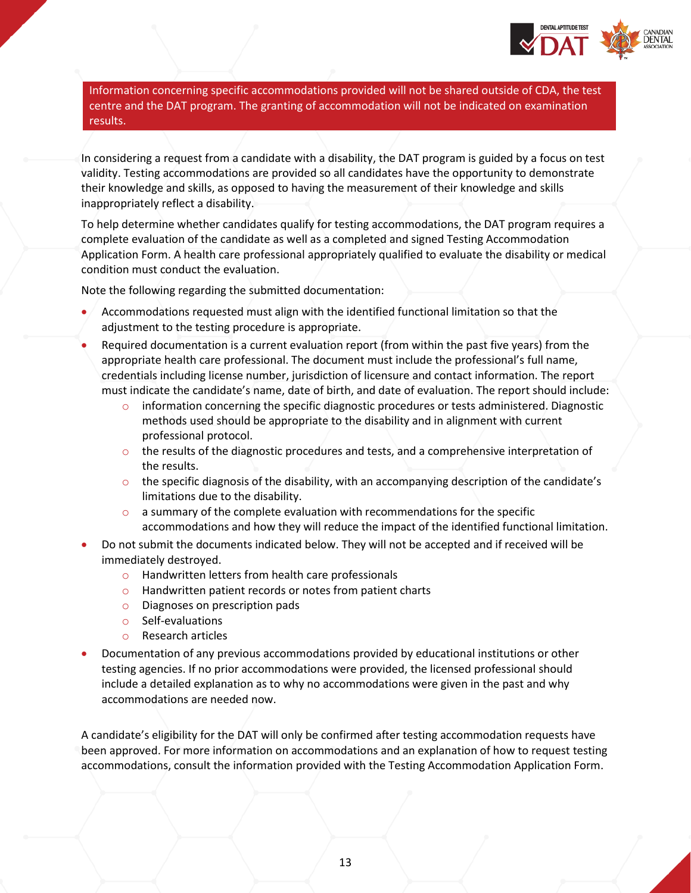Information concerning specific accommodations provided will not be shared outside of CDA, the test centre and the DAT program. The granting of accommodation will not be indicated on examination results.

In considering a request from a candidate with a disability, the DAT program is guided by a focus on test validity. Testing accommodations are provided so all candidates have the opportunity to demonstrate their knowledge and skills, as opposed to having the measurement of their knowledge and skills inappropriately reflect a disability.

To help determine whether candidates qualify for testing accommodations, the DAT program requires a complete evaluation of the candidate as well as a completed and signed Testing Accommodation Application Form. A health care professional appropriately qualified to evaluate the disability or medical condition must conduct the evaluation.

Note the following regarding the submitted documentation:

- Accommodations requested must align with the identified functional limitation so that the adjustment to the testing procedure is appropriate.
- Required documentation is a current evaluation report (from within the past five years) from the appropriate health care professional. The document must include the professional's full name, credentials including license number, jurisdiction of licensure and contact information. The report must indicate the candidate's name, date of birth, and date of evaluation. The report should include:
    - information concerning the specific diagnostic procedures or tests administered. Diagnostic methods used should be appropriate to the disability and in alignment with current professional protocol.
    - the results of the diagnostic procedures and tests, and a comprehensive interpretation of the results.
    - the specific diagnosis of the disability, with an accompanying description of the candidate's limitations due to the disability.
    - a summary of the complete evaluation with recommendations for the specific accommodations and how they will reduce the impact of the identified functional limitation.
- Do not submit the documents indicated below. They will not be accepted and if received will be immediately destroyed.
    - Handwritten letters from health care professionals
    - Handwritten patient records or notes from patient charts
    - Diagnoses on prescription pads
    - Self-evaluations
    - Research articles
- Documentation of any previous accommodations provided by educational institutions or other testing agencies. If no prior accommodations were provided, the licensed professional should include a detailed explanation as to why no accommodations were given in the past and why accommodations are needed now.

A candidate's eligibility for the DAT will only be confirmed after testing accommodation requests have been approved. For more information on accommodations and an explanation of how to request testing accommodations, consult the information provided with the Testing Accommodation Application Form.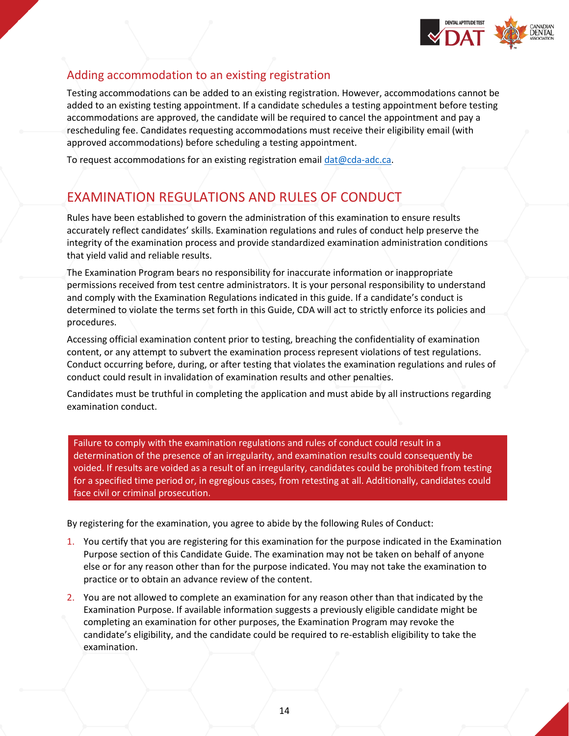## Adding accommodation to an existing registration

Testing accommodations can be added to an existing registration. However, accommodations cannot be added to an existing testing appointment. If a candidate schedules a testing appointment before testing accommodations are approved, the candidate will be required to cancel the appointment and pay a rescheduling fee. Candidates requesting accommodations must receive their eligibility email (with approved accommodations) before scheduling a testing appointment.

To request accommodations for an existing registration email dat@cda-adc.ca.

# EXAMINATION REGULATIONS AND RULES OF CONDUCT

Rules have been established to govern the administration of this examination to ensure results accurately reflect candidates' skills. Examination regulations and rules of conduct help preserve the integrity of the examination process and provide standardized examination administration conditions that yield valid and reliable results.

The Examination Program bears no responsibility for inaccurate information or inappropriate permissions received from test centre administrators. It is your personal responsibility to understand and comply with the Examination Regulations indicated in this guide. If a candidate's conduct is determined to violate the terms set forth in this Guide, CDA will act to strictly enforce its policies and procedures.

Accessing official examination content prior to testing, breaching the confidentiality of examination content, or any attempt to subvert the examination process represent violations of test regulations. Conduct occurring before, during, or after testing that violates the examination regulations and rules of conduct could result in invalidation of examination results and other penalties.

Candidates must be truthful in completing the application and must abide by all instructions regarding examination conduct.

Failure to comply with the examination regulations and rules of conduct could result in a determination of the presence of an irregularity, and examination results could consequently be voided. If results are voided as a result of an irregularity, candidates could be prohibited from testing for a specified time period or, in egregious cases, from retesting at all. Additionally, candidates could face civil or criminal prosecution.

By registering for the examination, you agree to abide by the following Rules of Conduct:

1. You certify that you are registering for this examination for the purpose indicated in the Examination Purpose section of this Candidate Guide. The examination may not be taken on behalf of anyone else or for any reason other than for the purpose indicated. You may not take the examination to practice or to obtain an advance review of the content.
2. You are not allowed to complete an examination for any reason other than that indicated by the Examination Purpose. If available information suggests a previously eligible candidate might be completing an examination for other purposes, the Examination Program may revoke the candidate's eligibility, and the candidate could be required to re-establish eligibility to take the examination.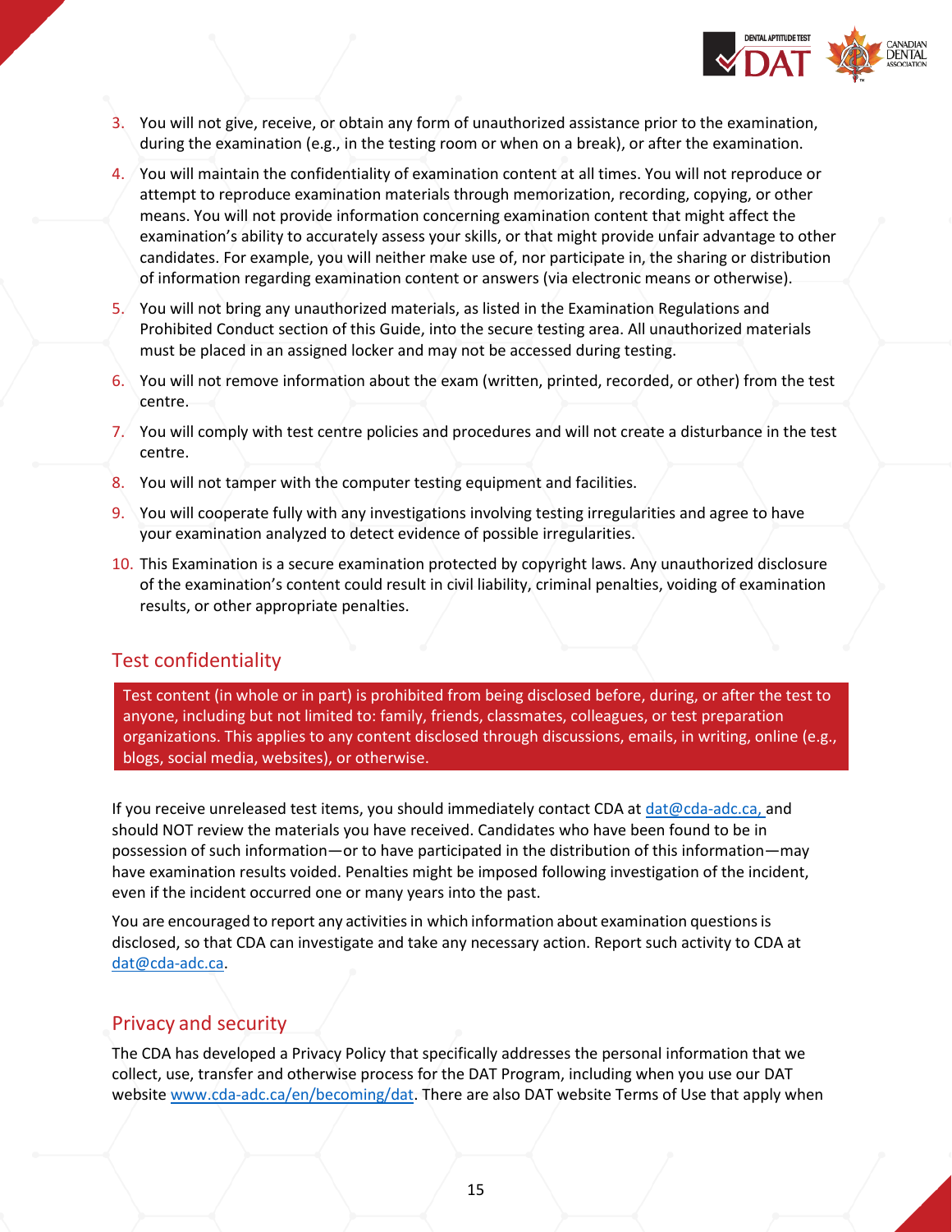3. You will not give, receive, or obtain any form of unauthorized assistance prior to the examination, during the examination (e.g., in the testing room or when on a break), or after the examination.
4. You will maintain the confidentiality of examination content at all times. You will not reproduce or attempt to reproduce examination materials through memorization, recording, copying, or other means. You will not provide information concerning examination content that might affect the examination's ability to accurately assess your skills, or that might provide unfair advantage to other candidates. For example, you will neither make use of, nor participate in, the sharing or distribution of information regarding examination content or answers (via electronic means or otherwise).
5. You will not bring any unauthorized materials, as listed in the Examination Regulations and Prohibited Conduct section of this Guide, into the secure testing area. All unauthorized materials must be placed in an assigned locker and may not be accessed during testing.
6. You will not remove information about the exam (written, printed, recorded, or other) from the test centre.
7. You will comply with test centre policies and procedures and will not create a disturbance in the test centre.
8. You will not tamper with the computer testing equipment and facilities.
9. You will cooperate fully with any investigations involving testing irregularities and agree to have your examination analyzed to detect evidence of possible irregularities.
10. This Examination is a secure examination protected by copyright laws. Any unauthorized disclosure of the examination's content could result in civil liability, criminal penalties, voiding of examination results, or other appropriate penalties.

## Test confidentiality

Test content (in whole or in part) is prohibited from being disclosed before, during, or after the test to anyone, including but not limited to: family, friends, classmates, colleagues, or test preparation organizations. This applies to any content disclosed through discussions, emails, in writing, online (e.g., blogs, social media, websites), or otherwise.

If you receive unreleased test items, you should immediately contact CDA at dat@cda-adc.ca, and should NOT review the materials you have received. Candidates who have been found to be in possession of such information—or to have participated in the distribution of this information—may have examination results voided. Penalties might be imposed following investigation of the incident, even if the incident occurred one or many years into the past.

You are encouraged to report any activities in which information about examination questions is disclosed, so that CDA can investigate and take any necessary action. Report such activity to CDA at dat@cda-adc.ca.

## Privacy and security

The CDA has developed a Privacy Policy that specifically addresses the personal information that we collect, use, transfer and otherwise process for the DAT Program, including when you use our DAT website www.cda-adc.ca/en/becoming/dat. There are also DAT website Terms of Use that apply when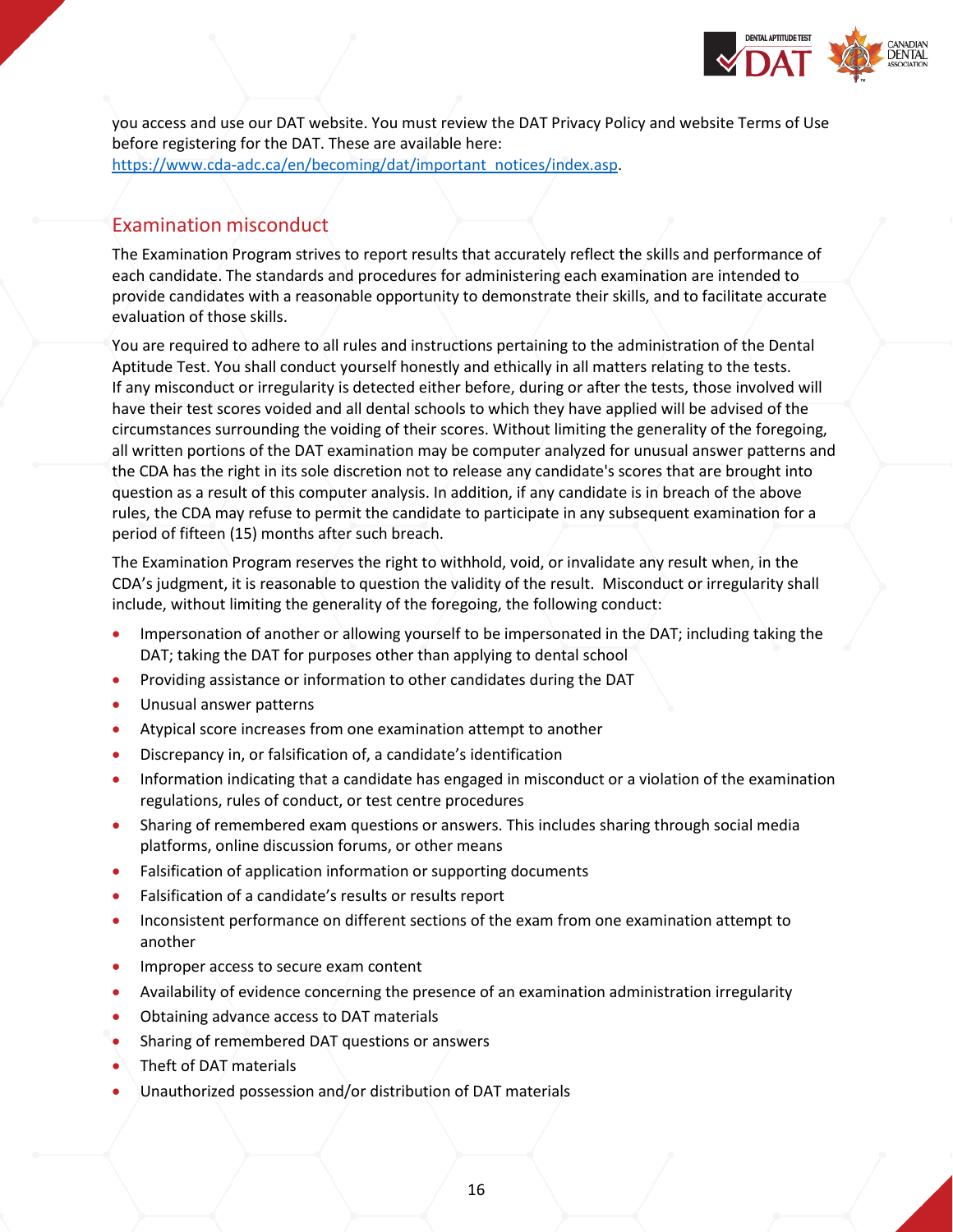you access and use our DAT website. You must review the DAT Privacy Policy and website Terms of Use before registering for the DAT. These are available here: https://www.cda-adc.ca/en/becoming/dat/important_notices/index.asp.

## Examination misconduct

The Examination Program strives to report results that accurately reflect the skills and performance of each candidate. The standards and procedures for administering each examination are intended to provide candidates with a reasonable opportunity to demonstrate their skills, and to facilitate accurate evaluation of those skills.

You are required to adhere to all rules and instructions pertaining to the administration of the Dental Aptitude Test. You shall conduct yourself honestly and ethically in all matters relating to the tests. If any misconduct or irregularity is detected either before, during or after the tests, those involved will have their test scores voided and all dental schools to which they have applied will be advised of the circumstances surrounding the voiding of their scores. Without limiting the generality of the foregoing, all written portions of the DAT examination may be computer analyzed for unusual answer patterns and the CDA has the right in its sole discretion not to release any candidate's scores that are brought into question as a result of this computer analysis. In addition, if any candidate is in breach of the above rules, the CDA may refuse to permit the candidate to participate in any subsequent examination for a period of fifteen (15) months after such breach.

The Examination Program reserves the right to withhold, void, or invalidate any result when, in the CDA's judgment, it is reasonable to question the validity of the result. Misconduct or irregularity shall include, without limiting the generality of the foregoing, the following conduct:

- Impersonation of another or allowing yourself to be impersonated in the DAT; including taking the DAT; taking the DAT for purposes other than applying to dental school
- Providing assistance or information to other candidates during the DAT
- Unusual answer patterns
- Atypical score increases from one examination attempt to another
- Discrepancy in, or falsification of, a candidate's identification
- Information indicating that a candidate has engaged in misconduct or a violation of the examination regulations, rules of conduct, or test centre procedures
- Sharing of remembered exam questions or answers. This includes sharing through social media platforms, online discussion forums, or other means
- Falsification of application information or supporting documents
- Falsification of a candidate's results or results report
- Inconsistent performance on different sections of the exam from one examination attempt to another
- Improper access to secure exam content
- Availability of evidence concerning the presence of an examination administration irregularity
- Obtaining advance access to DAT materials
- Sharing of remembered DAT questions or answers
- Theft of DAT materials
- Unauthorized possession and/or distribution of DAT materials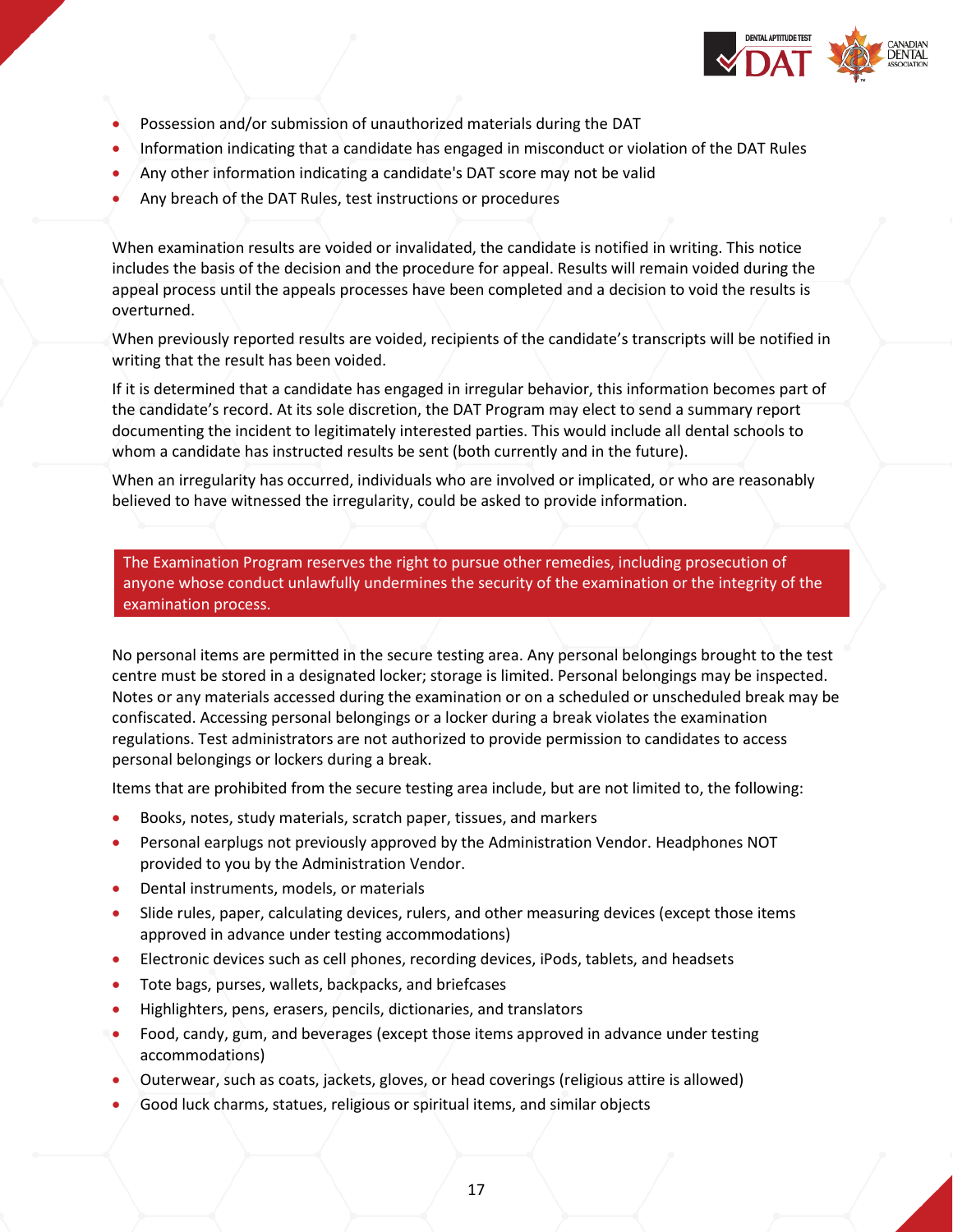- Possession and/or submission of unauthorized materials during the DAT
- Information indicating that a candidate has engaged in misconduct or violation of the DAT Rules
- Any other information indicating a candidate's DAT score may not be valid
- Any breach of the DAT Rules, test instructions or procedures

When examination results are voided or invalidated, the candidate is notified in writing. This notice includes the basis of the decision and the procedure for appeal. Results will remain voided during the appeal process until the appeals processes have been completed and a decision to void the results is overturned.

When previously reported results are voided, recipients of the candidate's transcripts will be notified in writing that the result has been voided.

If it is determined that a candidate has engaged in irregular behavior, this information becomes part of the candidate's record. At its sole discretion, the DAT Program may elect to send a summary report documenting the incident to legitimately interested parties. This would include all dental schools to whom a candidate has instructed results be sent (both currently and in the future).

When an irregularity has occurred, individuals who are involved or implicated, or who are reasonably believed to have witnessed the irregularity, could be asked to provide information.

> The Examination Program reserves the right to pursue other remedies, including prosecution of anyone whose conduct unlawfully undermines the security of the examination or the integrity of the examination process.

No personal items are permitted in the secure testing area. Any personal belongings brought to the test centre must be stored in a designated locker; storage is limited. Personal belongings may be inspected. Notes or any materials accessed during the examination or on a scheduled or unscheduled break may be confiscated. Accessing personal belongings or a locker during a break violates the examination regulations. Test administrators are not authorized to provide permission to candidates to access personal belongings or lockers during a break.

Items that are prohibited from the secure testing area include, but are not limited to, the following:

- Books, notes, study materials, scratch paper, tissues, and markers
- Personal earplugs not previously approved by the Administration Vendor. Headphones NOT provided to you by the Administration Vendor.
- Dental instruments, models, or materials
- Slide rules, paper, calculating devices, rulers, and other measuring devices (except those items approved in advance under testing accommodations)
- Electronic devices such as cell phones, recording devices, iPods, tablets, and headsets
- Tote bags, purses, wallets, backpacks, and briefcases
- Highlighters, pens, erasers, pencils, dictionaries, and translators
- Food, candy, gum, and beverages (except those items approved in advance under testing accommodations)
- Outerwear, such as coats, jackets, gloves, or head coverings (religious attire is allowed)
- Good luck charms, statues, religious or spiritual items, and similar objects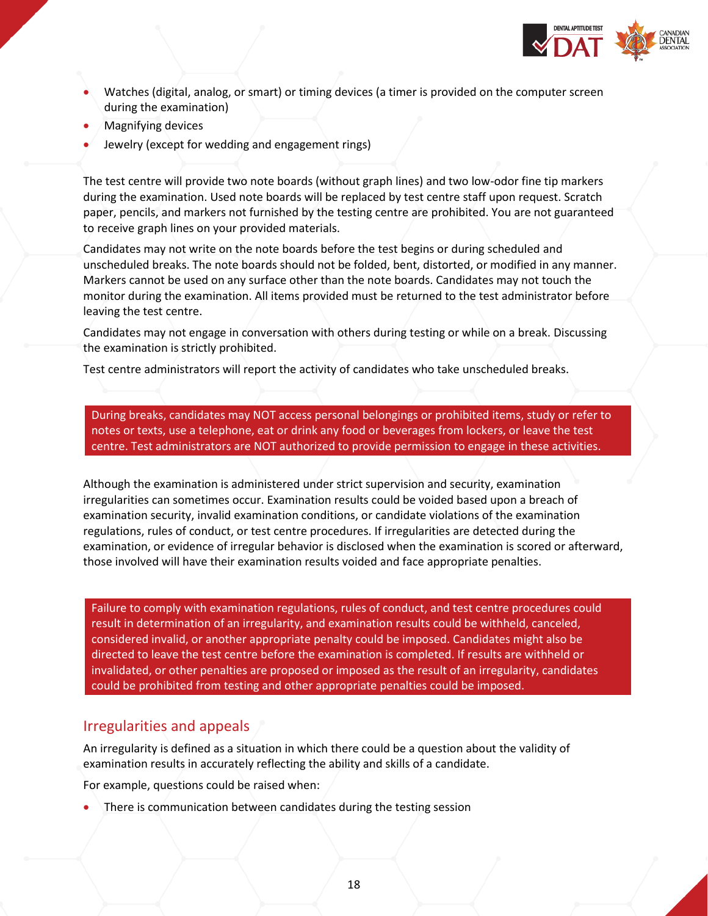- Watches (digital, analog, or smart) or timing devices (a timer is provided on the computer screen during the examination)
- Magnifying devices
- Jewelry (except for wedding and engagement rings)

The test centre will provide two note boards (without graph lines) and two low-odor fine tip markers during the examination. Used note boards will be replaced by test centre staff upon request. Scratch paper, pencils, and markers not furnished by the testing centre are prohibited. You are not guaranteed to receive graph lines on your provided materials.

Candidates may not write on the note boards before the test begins or during scheduled and unscheduled breaks. The note boards should not be folded, bent, distorted, or modified in any manner. Markers cannot be used on any surface other than the note boards. Candidates may not touch the monitor during the examination. All items provided must be returned to the test administrator before leaving the test centre.

Candidates may not engage in conversation with others during testing or while on a break. Discussing the examination is strictly prohibited.

Test centre administrators will report the activity of candidates who take unscheduled breaks.

During breaks, candidates may NOT access personal belongings or prohibited items, study or refer to notes or texts, use a telephone, eat or drink any food or beverages from lockers, or leave the test centre. Test administrators are NOT authorized to provide permission to engage in these activities.

Although the examination is administered under strict supervision and security, examination irregularities can sometimes occur. Examination results could be voided based upon a breach of examination security, invalid examination conditions, or candidate violations of the examination regulations, rules of conduct, or test centre procedures. If irregularities are detected during the examination, or evidence of irregular behavior is disclosed when the examination is scored or afterward, those involved will have their examination results voided and face appropriate penalties.

Failure to comply with examination regulations, rules of conduct, and test centre procedures could result in determination of an irregularity, and examination results could be withheld, canceled, considered invalid, or another appropriate penalty could be imposed. Candidates might also be directed to leave the test centre before the examination is completed. If results are withheld or invalidated, or other penalties are proposed or imposed as the result of an irregularity, candidates could be prohibited from testing and other appropriate penalties could be imposed.

## Irregularities and appeals

An irregularity is defined as a situation in which there could be a question about the validity of examination results in accurately reflecting the ability and skills of a candidate.

For example, questions could be raised when:

- There is communication between candidates during the testing session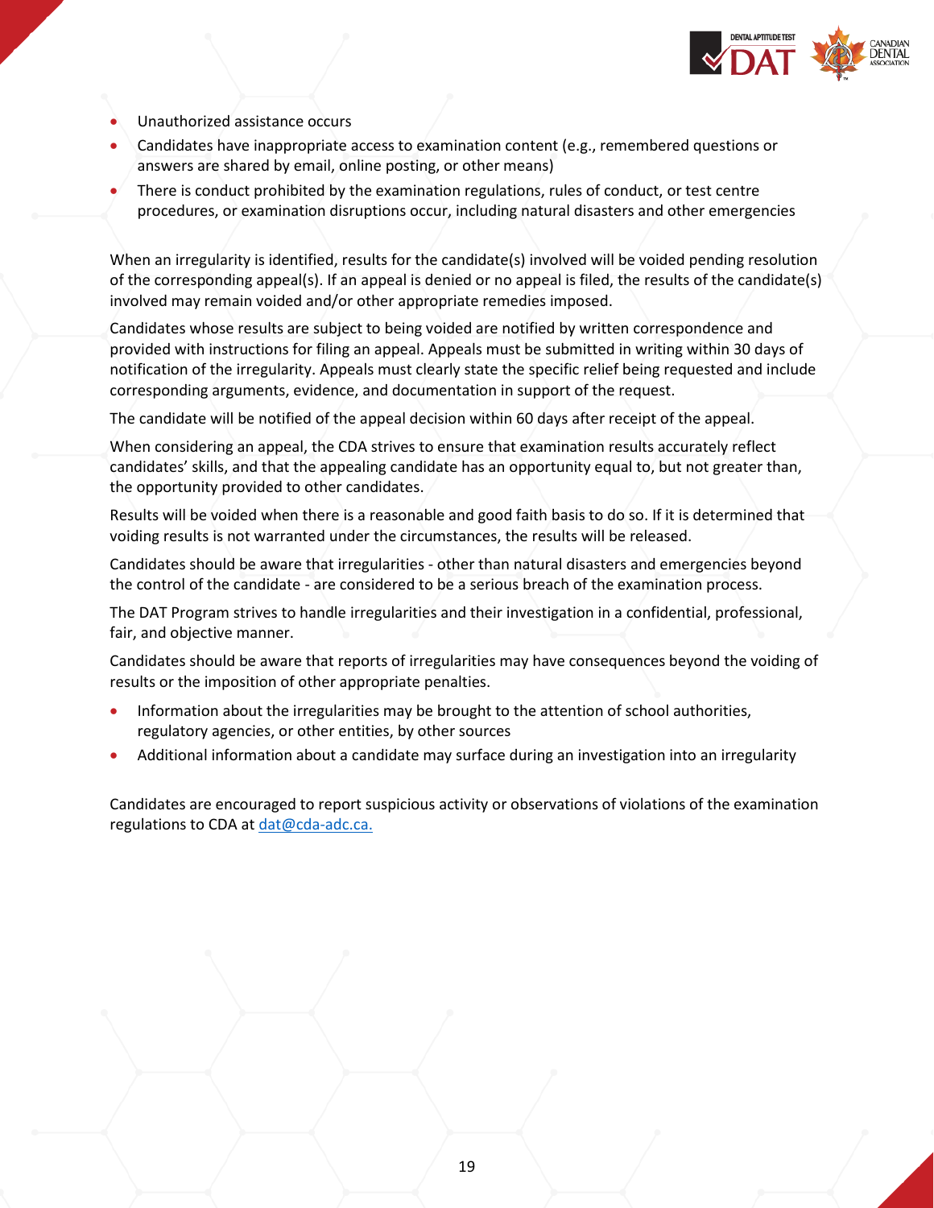- Unauthorized assistance occurs
- Candidates have inappropriate access to examination content (e.g., remembered questions or answers are shared by email, online posting, or other means)
- There is conduct prohibited by the examination regulations, rules of conduct, or test centre procedures, or examination disruptions occur, including natural disasters and other emergencies

When an irregularity is identified, results for the candidate(s) involved will be voided pending resolution of the corresponding appeal(s). If an appeal is denied or no appeal is filed, the results of the candidate(s) involved may remain voided and/or other appropriate remedies imposed.

Candidates whose results are subject to being voided are notified by written correspondence and provided with instructions for filing an appeal. Appeals must be submitted in writing within 30 days of notification of the irregularity. Appeals must clearly state the specific relief being requested and include corresponding arguments, evidence, and documentation in support of the request.

The candidate will be notified of the appeal decision within 60 days after receipt of the appeal.

When considering an appeal, the CDA strives to ensure that examination results accurately reflect candidates' skills, and that the appealing candidate has an opportunity equal to, but not greater than, the opportunity provided to other candidates.

Results will be voided when there is a reasonable and good faith basis to do so. If it is determined that voiding results is not warranted under the circumstances, the results will be released.

Candidates should be aware that irregularities - other than natural disasters and emergencies beyond the control of the candidate - are considered to be a serious breach of the examination process.

The DAT Program strives to handle irregularities and their investigation in a confidential, professional, fair, and objective manner.

Candidates should be aware that reports of irregularities may have consequences beyond the voiding of results or the imposition of other appropriate penalties.

- Information about the irregularities may be brought to the attention of school authorities, regulatory agencies, or other entities, by other sources
- Additional information about a candidate may surface during an investigation into an irregularity

Candidates are encouraged to report suspicious activity or observations of violations of the examination regulations to CDA at dat@cda-adc.ca.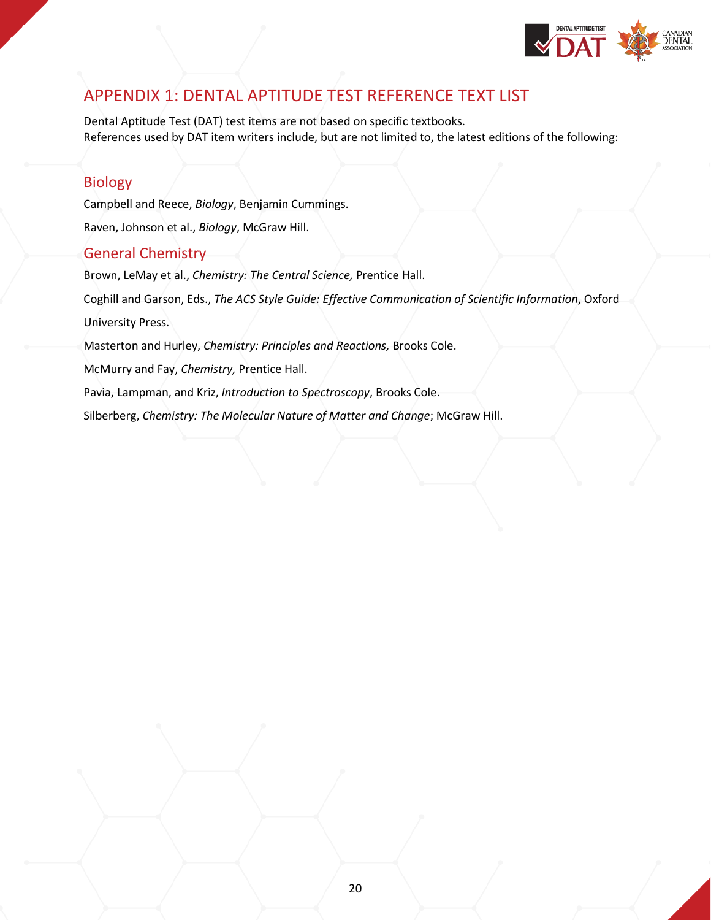# APPENDIX 1: DENTAL APTITUDE TEST REFERENCE TEXT LIST

Dental Aptitude Test (DAT) test items are not based on specific textbooks.
References used by DAT item writers include, but are not limited to, the latest editions of the following:

## Biology

Campbell and Reece, *Biology*, Benjamin Cummings.

Raven, Johnson et al., *Biology*, McGraw Hill.

## General Chemistry

Brown, LeMay et al., *Chemistry: The Central Science,* Prentice Hall.

Coghill and Garson, Eds., *The ACS Style Guide: Effective Communication of Scientific Information*, Oxford University Press.

Masterton and Hurley, *Chemistry: Principles and Reactions,* Brooks Cole.

McMurry and Fay, *Chemistry,* Prentice Hall.

Pavia, Lampman, and Kriz, *Introduction to Spectroscopy*, Brooks Cole.

Silberberg, *Chemistry: The Molecular Nature of Matter and Change*; McGraw Hill.